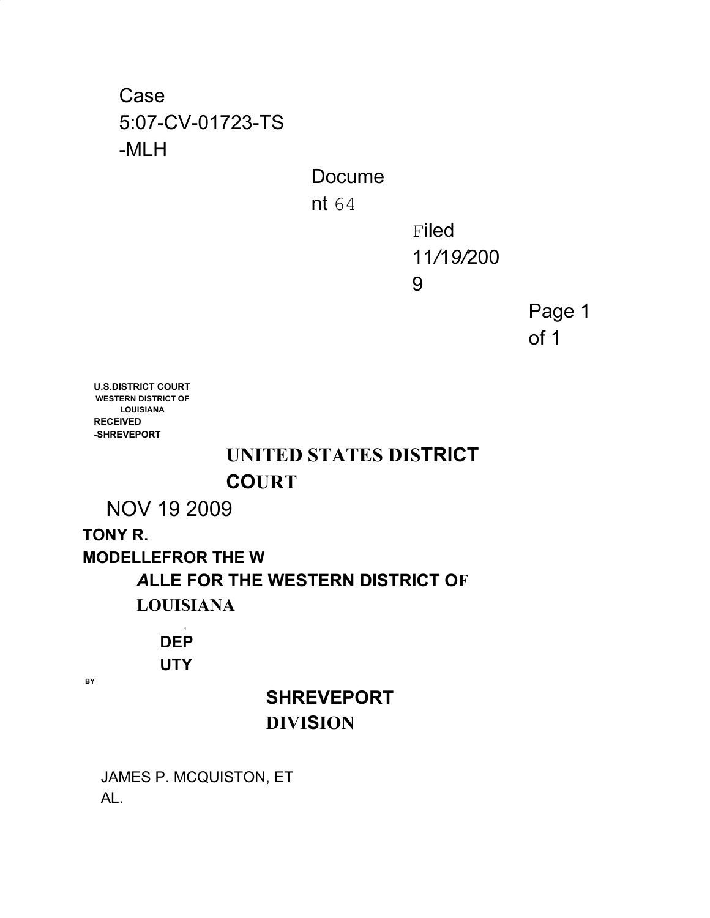Case 5:07-CV-01723-TS-MLH Document 64 Filed 11/19/2009

U.S.DISTRICT COURT
WESTERN DISTRICT OF LOUISIANA
RECEIVED -SHREVEPORT

NOV 19 2009

TONY R. MODELLE

BY DEPUTY

# UNITED STATES DISTRICT COURT

## FOR THE WESTERN DISTRICT OF LOUISIANA

## SHREVEPORT DIVISION

JAMES P. MCQUISTON, ET AL.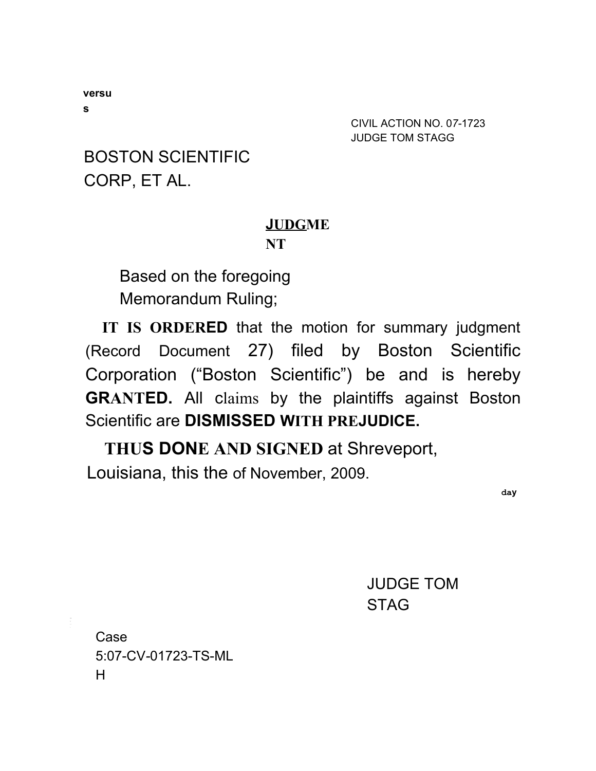versus

CIVIL ACTION NO. 07-1723
JUDGE TOM STAGG

BOSTON SCIENTIFIC CORP, ET AL.

# JUDGMENT

Based on the foregoing Memorandum Ruling;

**IT IS ORDERED** that the motion for summary judgment (Record Document 27) filed by Boston Scientific Corporation ("Boston Scientific") be and is hereby **GRANTED.** All claims by the plaintiffs against Boston Scientific are **DISMISSED WITH PREJUDICE.**

**THUS DONE AND SIGNED** at Shreveport, Louisiana, this the day of November, 2009.

JUDGE TOM STAG

Case 5:07-CV-01723-TS-MLH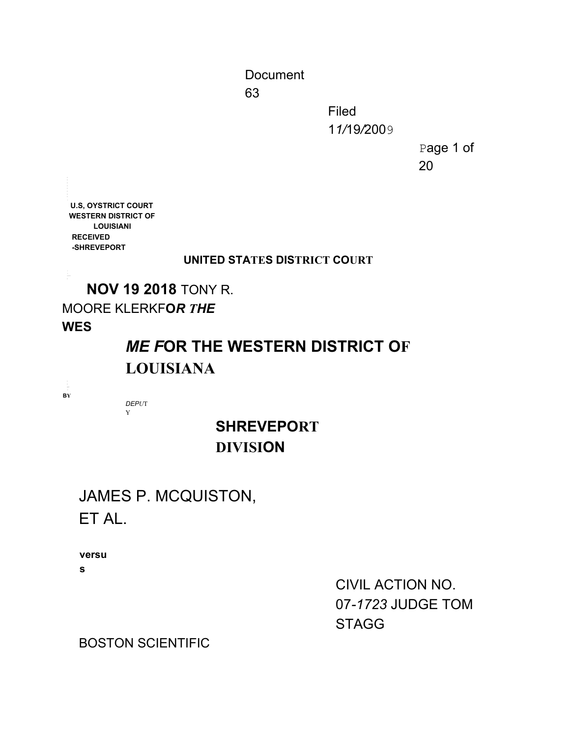U.S, OYSTRICT COURT
WESTERN DISTRICT OF LOUISIANI
RECEIVED -SHREVEPORT

**UNITED STATES DISTRICT COURT**

**NOV 19 2018** TONY R. MOORE KLERKF***OR THE*** **WES**

## *ME F*OR THE WESTERN DISTRICT OF LOUISIANA

**BY**

*DEPU*TY

## SHREVEPORT DIVISION

JAMES P. MCQUISTON, ET AL.

**versus**

CIVIL ACTION NO. 07-*1723* JUDGE TOM STAGG

BOSTON SCIENTIFIC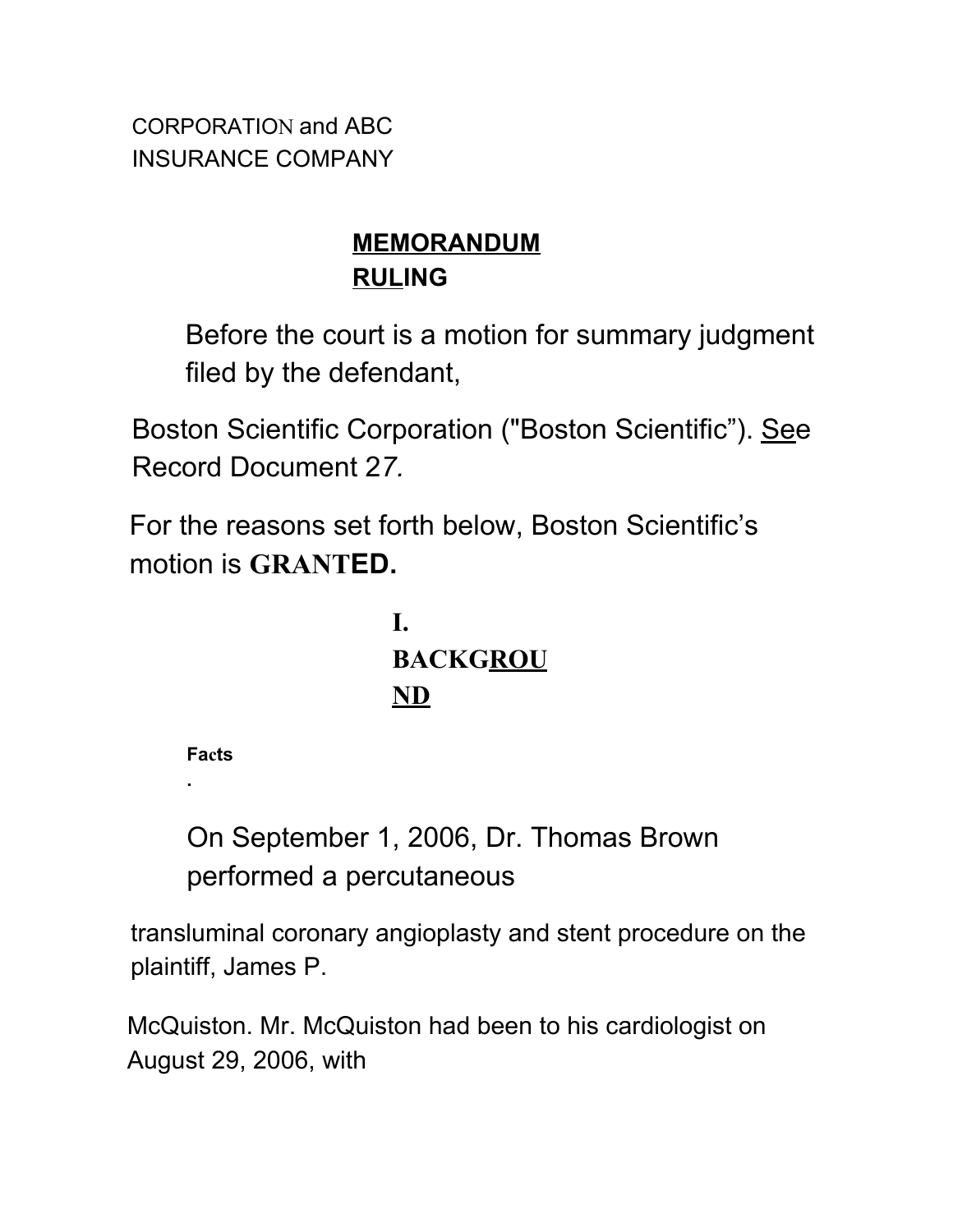CORPORATION and ABC
INSURANCE COMPANY

## MEMORANDUM RULING

Before the court is a motion for summary judgment filed by the defendant,

Boston Scientific Corporation ("Boston Scientific"). See Record Document 27.

For the reasons set forth below, Boston Scientific's motion is **GRANTED.**

## I. BACKGROUND

**Facts**

.

On September 1, 2006, Dr. Thomas Brown performed a percutaneous

transluminal coronary angioplasty and stent procedure on the plaintiff, James P.

McQuiston. Mr. McQuiston had been to his cardiologist on August 29, 2006, with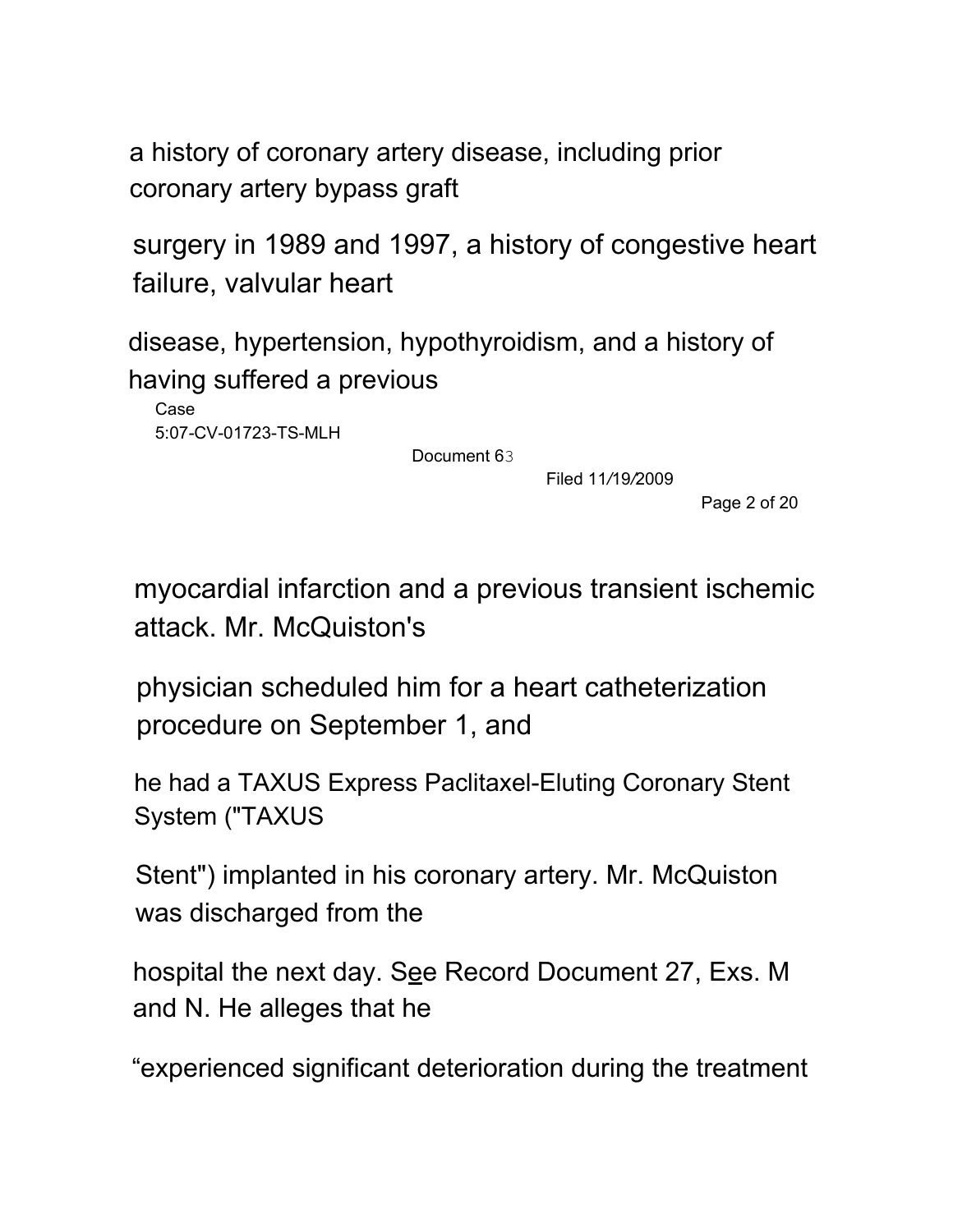a history of coronary artery disease, including prior coronary artery bypass graft surgery in 1989 and 1997, a history of congestive heart failure, valvular heart disease, hypertension, hypothyroidism, and a history of having suffered a previous myocardial infarction and a previous transient ischemic attack. Mr. McQuiston's physician scheduled him for a heart catheterization procedure on September 1, and he had a TAXUS Express Paclitaxel-Eluting Coronary Stent System ("TAXUS Stent") implanted in his coronary artery. Mr. McQuiston was discharged from the hospital the next day. See Record Document 27, Exs. M and N. He alleges that he "experienced significant deterioration during the treatment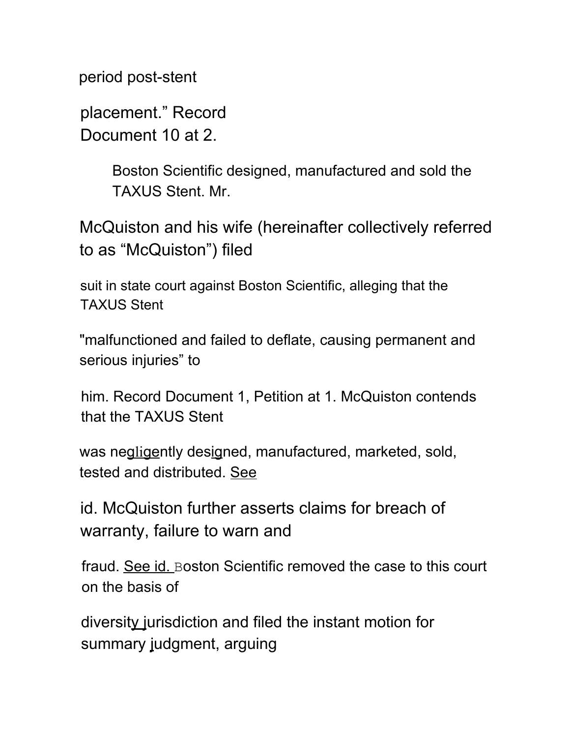period post-stent placement." Record Document 10 at 2.

Boston Scientific designed, manufactured and sold the TAXUS Stent. Mr. McQuiston and his wife (hereinafter collectively referred to as "McQuiston") filed suit in state court against Boston Scientific, alleging that the TAXUS Stent "malfunctioned and failed to deflate, causing permanent and serious injuries" to him. Record Document 1, Petition at 1. McQuiston contends that the TAXUS Stent was negligently designed, manufactured, marketed, sold, tested and distributed. See id. McQuiston further asserts claims for breach of warranty, failure to warn and fraud. See id. Boston Scientific removed the case to this court on the basis of diversity jurisdiction and filed the instant motion for summary judgment, arguing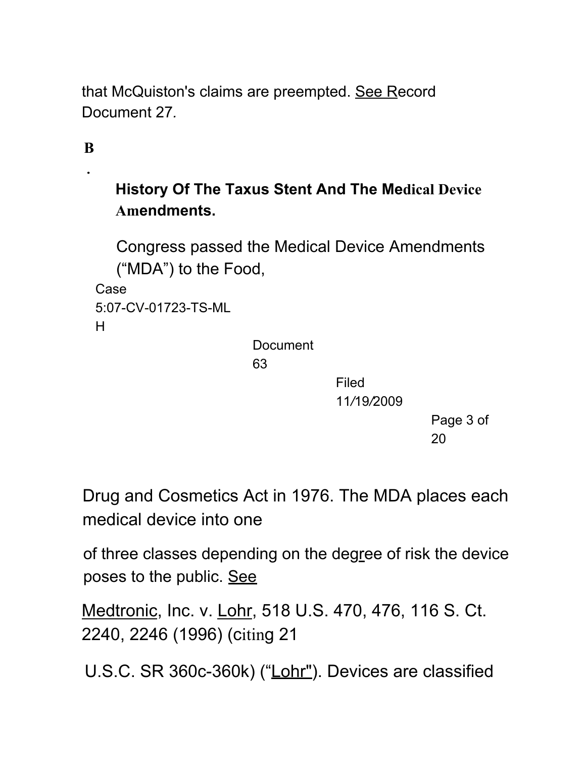that McQuiston's claims are preempted. See Record Document 27.

### B. History Of The Taxus Stent And The Medical Device Amendments.

Congress passed the Medical Device Amendments ("MDA") to the Food, Drug and Cosmetics Act in 1976. The MDA places each medical device into one of three classes depending on the degree of risk the device poses to the public. See Medtronic, Inc. v. Lohr, 518 U.S. 470, 476, 116 S. Ct. 2240, 2246 (1996) (citing 21 U.S.C. SR 360c-360k) ("Lohr"). Devices are classified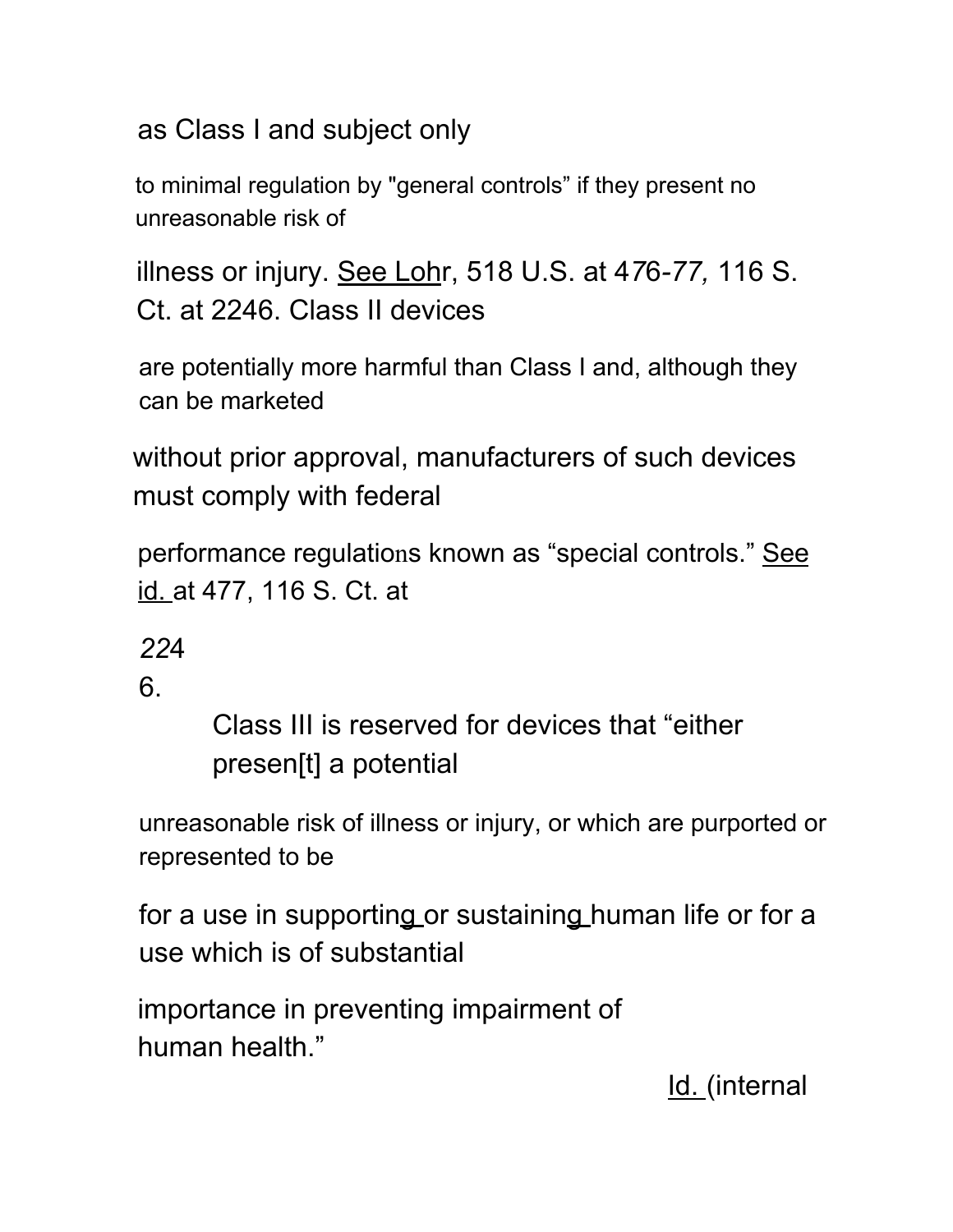as Class I and subject only to minimal regulation by "general controls" if they present no unreasonable risk of illness or injury. See Lohr, 518 U.S. at 476-77, 116 S. Ct. at 2246. Class II devices are potentially more harmful than Class I and, although they can be marketed without prior approval, manufacturers of such devices must comply with federal performance regulations known as "special controls." See id. at 477, 116 S. Ct. at 2246.

Class III is reserved for devices that "either presen[t] a potential unreasonable risk of illness or injury, or which are purported or represented to be for a use in supporting or sustaining human life or for a use which is of substantial importance in preventing impairment of human health." Id. (internal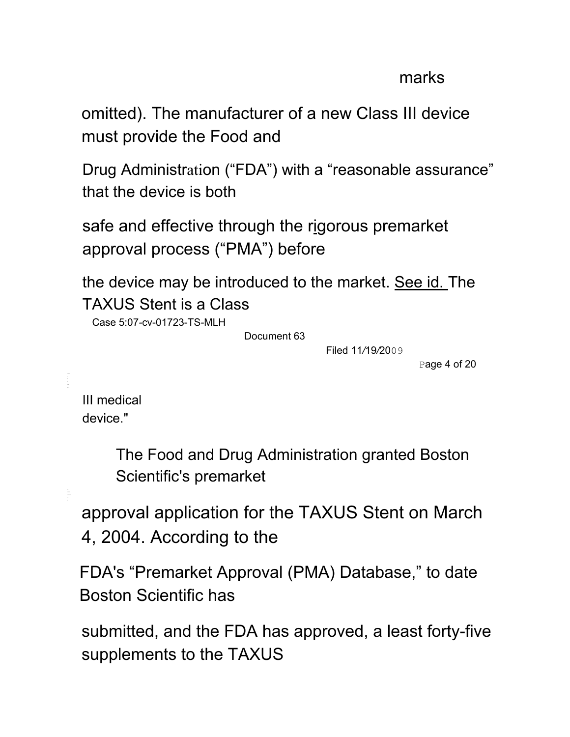marks

omitted). The manufacturer of a new Class III device must provide the Food and

Drug Administration ("FDA") with a "reasonable assurance" that the device is both

safe and effective through the rigorous premarket approval process ("PMA") before

the device may be introduced to the market. See id. The TAXUS Stent is a Class

III medical device."

The Food and Drug Administration granted Boston Scientific's premarket

approval application for the TAXUS Stent on March 4, 2004. According to the

FDA's "Premarket Approval (PMA) Database," to date Boston Scientific has

submitted, and the FDA has approved, a least forty-five supplements to the TAXUS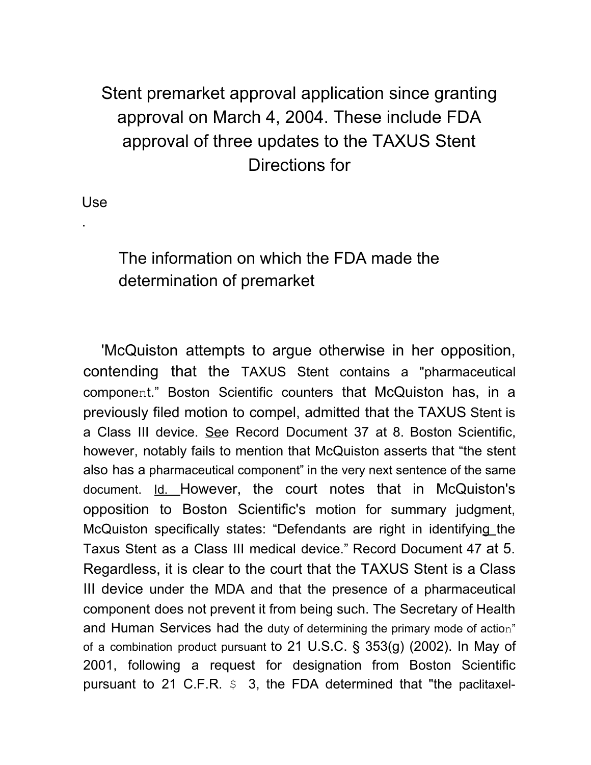Stent premarket approval application since granting approval on March 4, 2004. These include FDA approval of three updates to the TAXUS Stent Directions for

Use

.

The information on which the FDA made the determination of premarket

'McQuiston attempts to argue otherwise in her opposition, contending that the TAXUS Stent contains a "pharmaceutical component." Boston Scientific counters that McQuiston has, in a previously filed motion to compel, admitted that the TAXUS Stent is a Class III device. See Record Document 37 at 8. Boston Scientific, however, notably fails to mention that McQuiston asserts that "the stent also has a pharmaceutical component" in the very next sentence of the same document. Id. However, the court notes that in McQuiston's opposition to Boston Scientific's motion for summary judgment, McQuiston specifically states: "Defendants are right in identifying the Taxus Stent as a Class III medical device." Record Document 47 at 5. Regardless, it is clear to the court that the TAXUS Stent is a Class III device under the MDA and that the presence of a pharmaceutical component does not prevent it from being such. The Secretary of Health and Human Services had the duty of determining the primary mode of action" of a combination product pursuant to 21 U.S.C. § 353(g) (2002). In May of 2001, following a request for designation from Boston Scientific pursuant to 21 C.F.R. $ 3, the FDA determined that "the paclitaxel-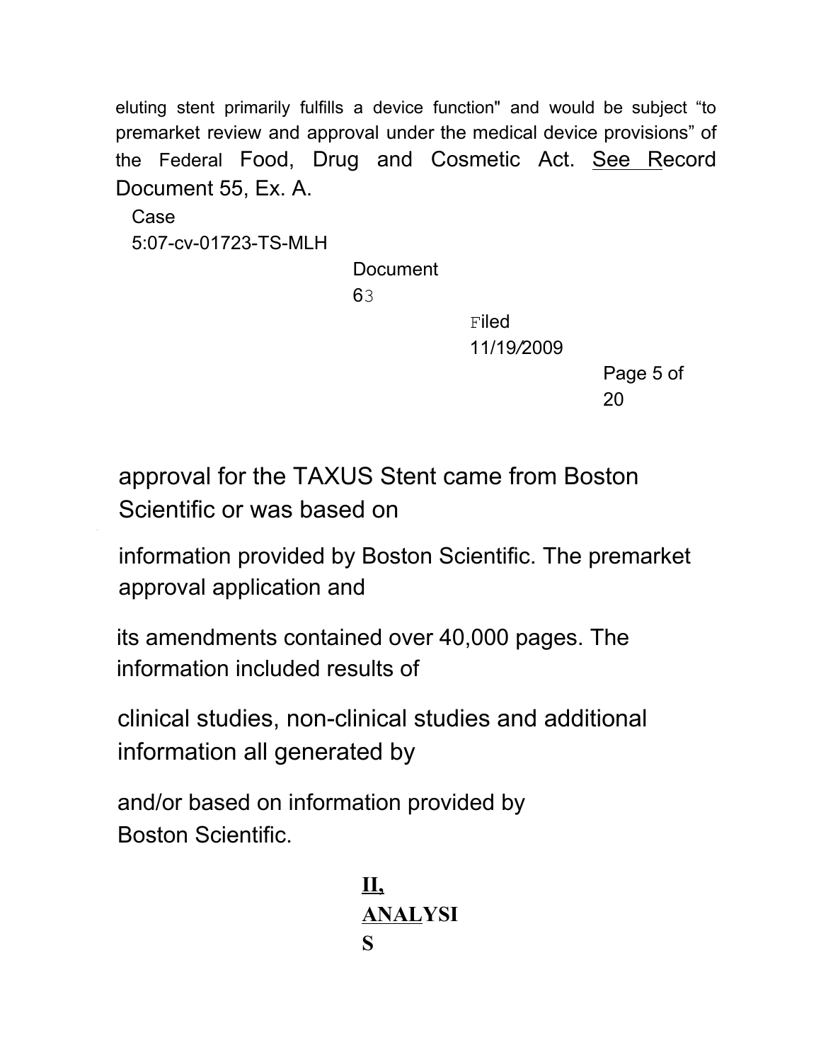eluting stent primarily fulfills a device function" and would be subject "to premarket review and approval under the medical device provisions" of the Federal Food, Drug and Cosmetic Act. See Record Document 55, Ex. A.

approval for the TAXUS Stent came from Boston Scientific or was based on information provided by Boston Scientific. The premarket approval application and its amendments contained over 40,000 pages. The information included results of clinical studies, non-clinical studies and additional information all generated by and/or based on information provided by Boston Scientific.

## II. ANALYSIS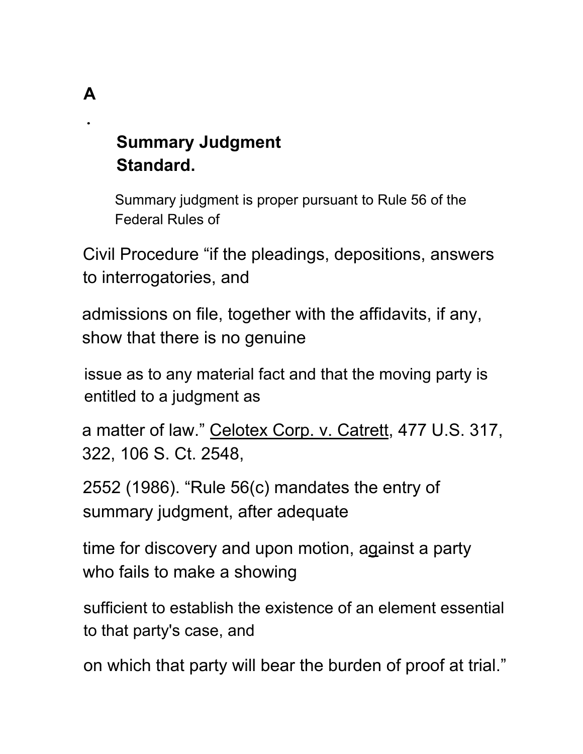### A. Summary Judgment Standard.

Summary judgment is proper pursuant to Rule 56 of the Federal Rules of Civil Procedure "if the pleadings, depositions, answers to interrogatories, and admissions on file, together with the affidavits, if any, show that there is no genuine issue as to any material fact and that the moving party is entitled to a judgment as a matter of law." Celotex Corp. v. Catrett, 477 U.S. 317, 322, 106 S. Ct. 2548, 2552 (1986). "Rule 56(c) mandates the entry of summary judgment, after adequate time for discovery and upon motion, against a party who fails to make a showing sufficient to establish the existence of an element essential to that party's case, and on which that party will bear the burden of proof at trial."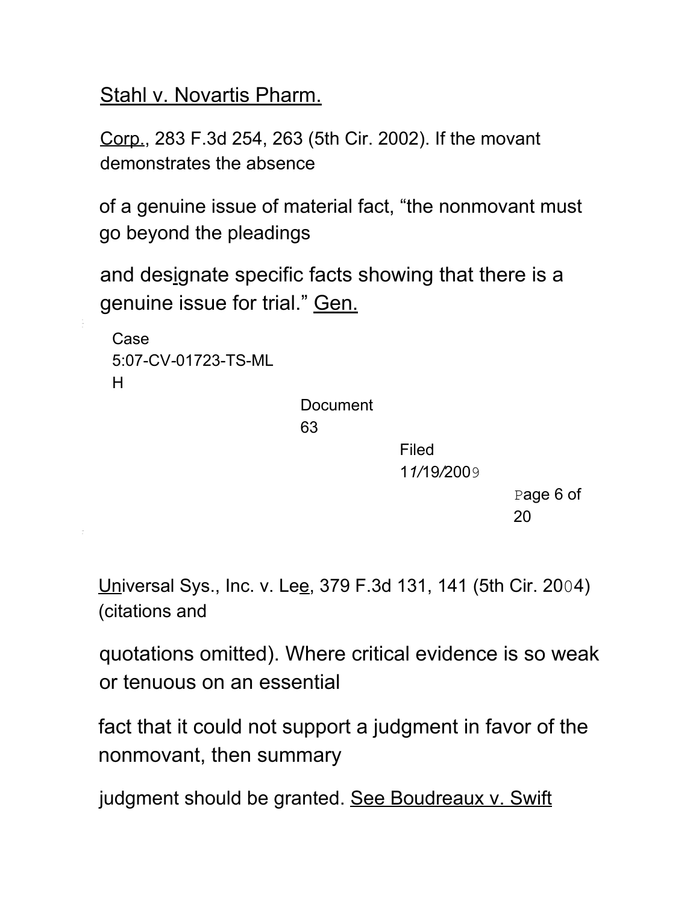Stahl v. Novartis Pharm. Corp., 283 F.3d 254, 263 (5th Cir. 2002). If the movant demonstrates the absence of a genuine issue of material fact, "the nonmovant must go beyond the pleadings and designate specific facts showing that there is a genuine issue for trial." Gen. Universal Sys., Inc. v. Lee, 379 F.3d 131, 141 (5th Cir. 2004) (citations and quotations omitted). Where critical evidence is so weak or tenuous on an essential fact that it could not support a judgment in favor of the nonmovant, then summary judgment should be granted. See Boudreaux v. Swift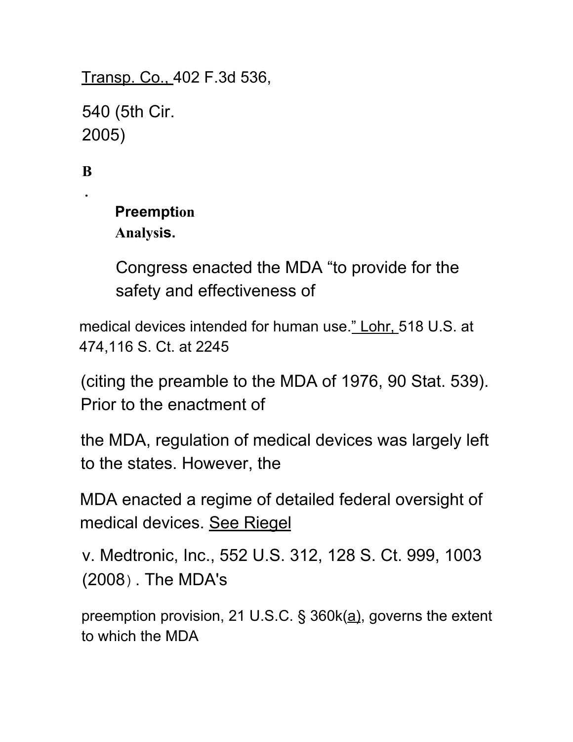Transp. Co., 402 F.3d 536, 540 (5th Cir. 2005)

### B. Preemption Analysis.

Congress enacted the MDA "to provide for the safety and effectiveness of medical devices intended for human use." Lohr, 518 U.S. at 474,116 S. Ct. at 2245 (citing the preamble to the MDA of 1976, 90 Stat. 539). Prior to the enactment of the MDA, regulation of medical devices was largely left to the states. However, the MDA enacted a regime of detailed federal oversight of medical devices. See Riegel v. Medtronic, Inc., 552 U.S. 312, 128 S. Ct. 999, 1003 (2008）. The MDA's preemption provision, 21 U.S.C. § 360k(a), governs the extent to which the MDA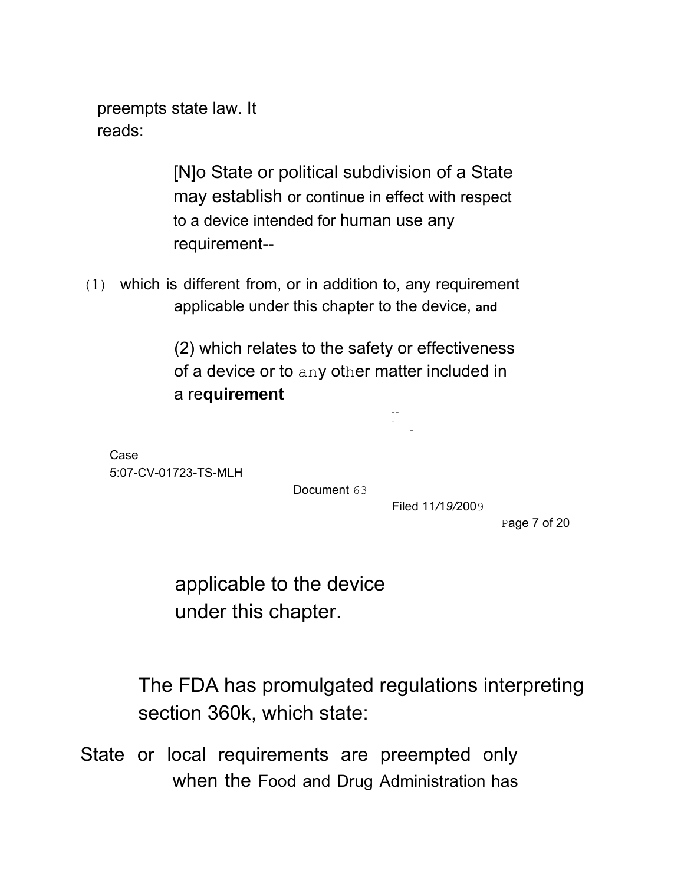preempts state law. It reads:

> [N]o State or political subdivision of a State may establish or continue in effect with respect to a device intended for human use any requirement--
>
> (1) which is different from, or in addition to, any requirement applicable under this chapter to the device, and
>
> (2) which relates to the safety or effectiveness of a device or to any other matter included in a requirement applicable to the device under this chapter.

The FDA has promulgated regulations interpreting section 360k, which state:

> State or local requirements are preempted only when the Food and Drug Administration has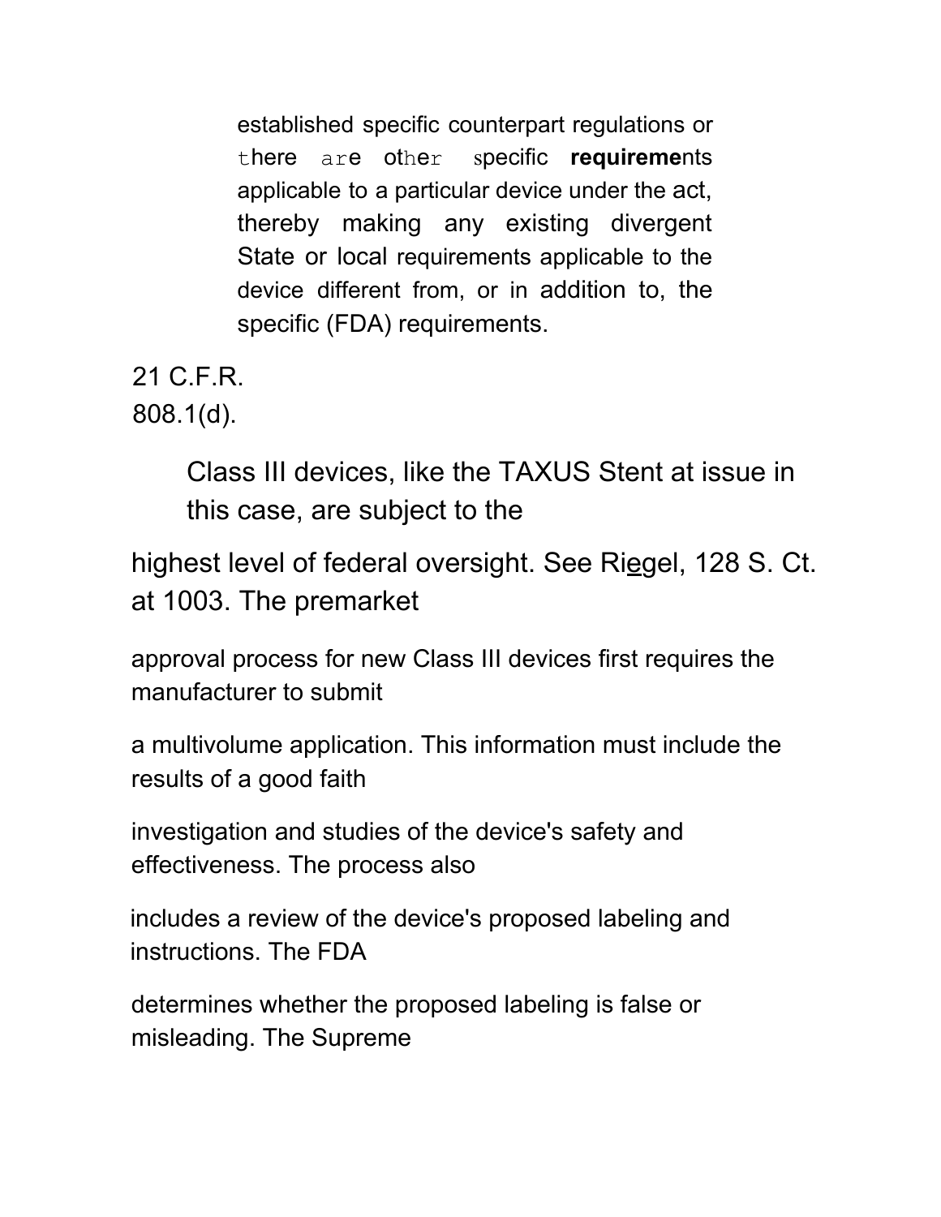> established specific counterpart regulations or there are other specific **requirements** applicable to a particular device under the act, thereby making any existing divergent State or local requirements applicable to the device different from, or in addition to, the specific (FDA) requirements.

21 C.F.R. 808.1(d).

Class III devices, like the TAXUS Stent at issue in this case, are subject to the highest level of federal oversight. See Riegel, 128 S. Ct. at 1003. The premarket approval process for new Class III devices first requires the manufacturer to submit a multivolume application. This information must include the results of a good faith investigation and studies of the device's safety and effectiveness. The process also includes a review of the device's proposed labeling and instructions. The FDA determines whether the proposed labeling is false or misleading. The Supreme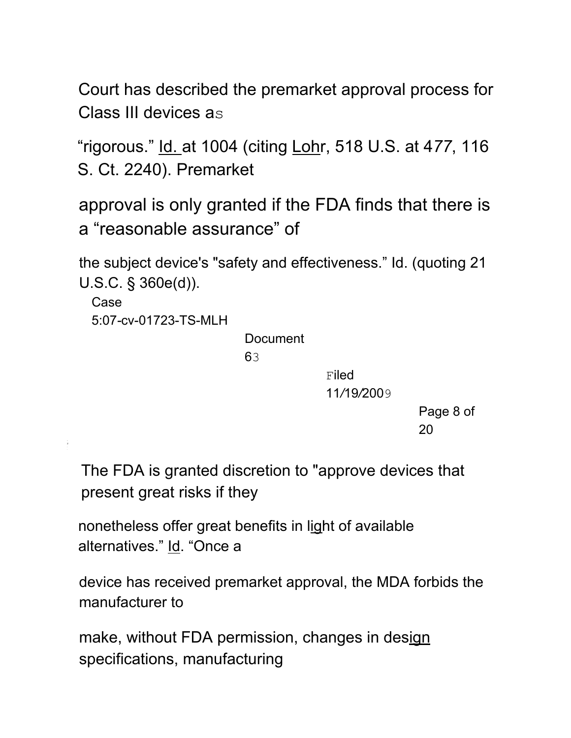Court has described the premarket approval process for Class III devices as "rigorous." Id. at 1004 (citing Lohr, 518 U.S. at 477, 116 S. Ct. 2240). Premarket approval is only granted if the FDA finds that there is a "reasonable assurance" of the subject device's "safety and effectiveness." Id. (quoting 21 U.S.C. § 360e(d)).

The FDA is granted discretion to "approve devices that present great risks if they nonetheless offer great benefits in light of available alternatives." Id. "Once a device has received premarket approval, the MDA forbids the manufacturer to make, without FDA permission, changes in design specifications, manufacturing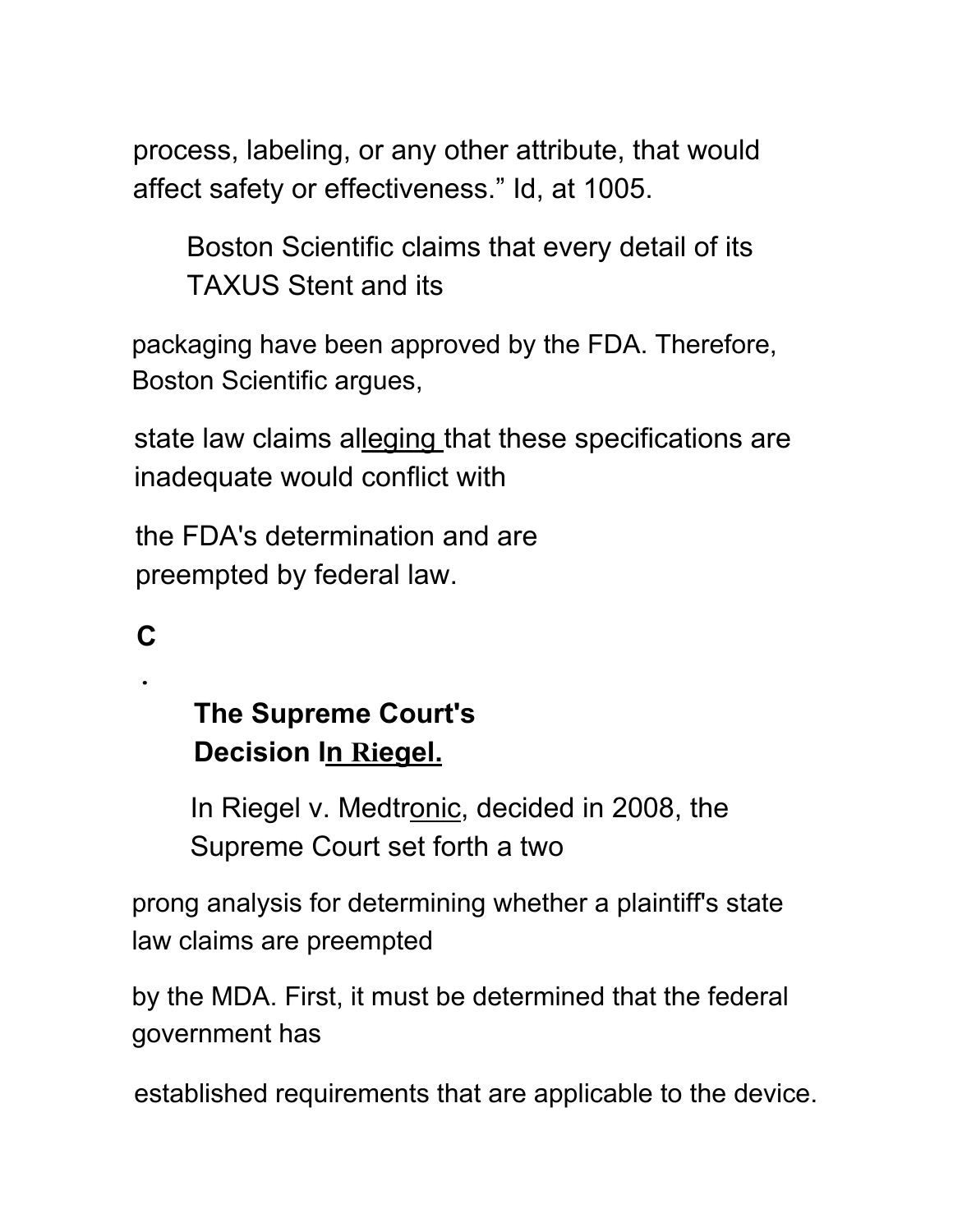process, labeling, or any other attribute, that would affect safety or effectiveness." Id, at 1005.

Boston Scientific claims that every detail of its TAXUS Stent and its packaging have been approved by the FDA. Therefore, Boston Scientific argues, state law claims alleging that these specifications are inadequate would conflict with the FDA's determination and are preempted by federal law.

### C. The Supreme Court's Decision In Riegel.

In Riegel v. Medtronic, decided in 2008, the Supreme Court set forth a two prong analysis for determining whether a plaintiff's state law claims are preempted by the MDA. First, it must be determined that the federal government has established requirements that are applicable to the device.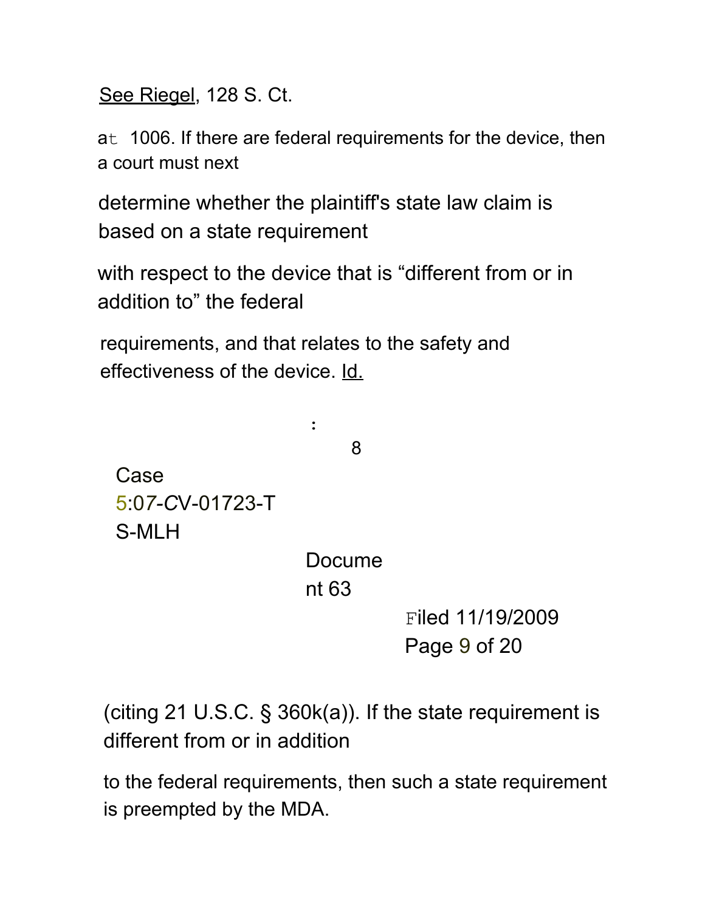See Riegel, 128 S. Ct. at 1006. If there are federal requirements for the device, then a court must next determine whether the plaintiff's state law claim is based on a state requirement with respect to the device that is "different from or in addition to" the federal requirements, and that relates to the safety and effectiveness of the device. Id. (citing 21 U.S.C. § 360k(a)). If the state requirement is different from or in addition to the federal requirements, then such a state requirement is preempted by the MDA.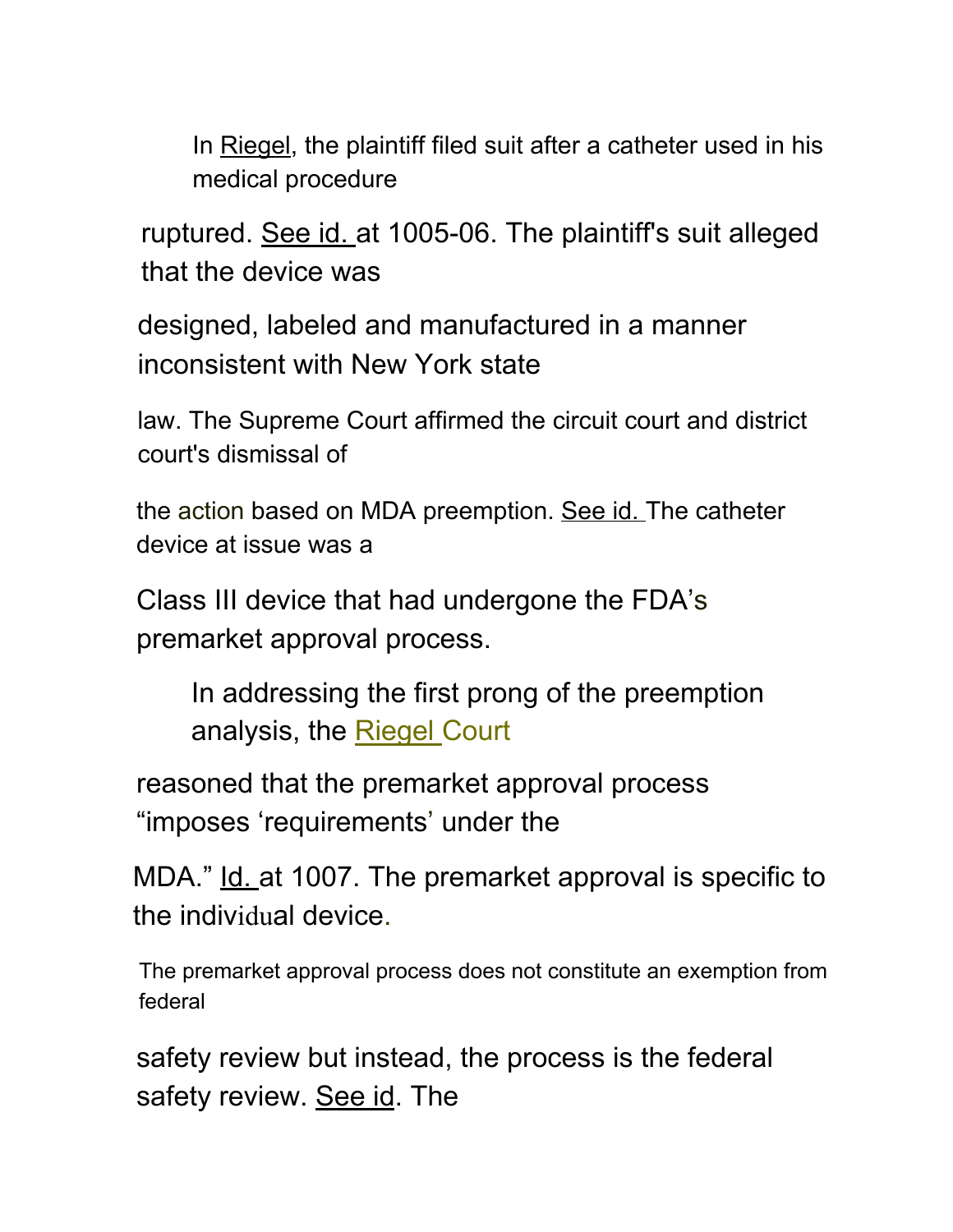In Riegel, the plaintiff filed suit after a catheter used in his medical procedure ruptured. See id. at 1005-06. The plaintiff's suit alleged that the device was designed, labeled and manufactured in a manner inconsistent with New York state law. The Supreme Court affirmed the circuit court and district court's dismissal of the action based on MDA preemption. See id. The catheter device at issue was a Class III device that had undergone the FDA's premarket approval process.

In addressing the first prong of the preemption analysis, the Riegel Court reasoned that the premarket approval process "imposes 'requirements' under the MDA." Id. at 1007. The premarket approval is specific to the individual device. The premarket approval process does not constitute an exemption from federal safety review but instead, the process is the federal safety review. See id. The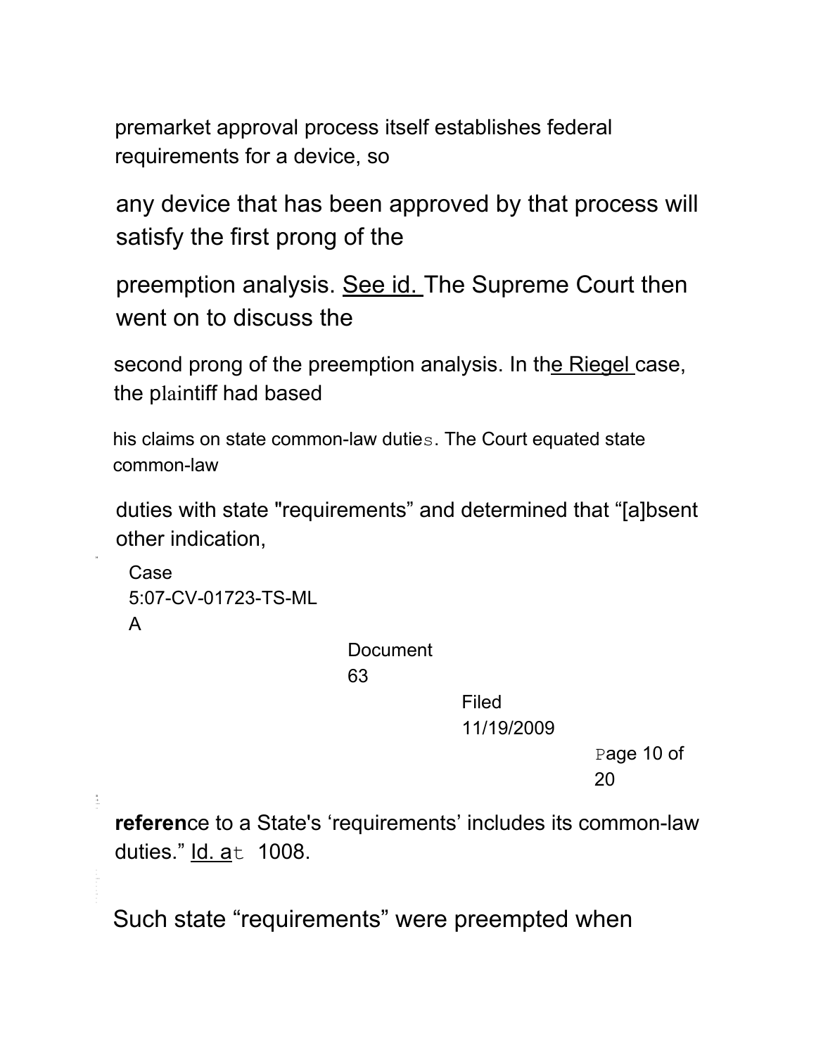premarket approval process itself establishes federal requirements for a device, so any device that has been approved by that process will satisfy the first prong of the preemption analysis. See id. The Supreme Court then went on to discuss the second prong of the preemption analysis. In the Riegel case, the plaintiff had based his claims on state common-law duties. The Court equated state common-law duties with state "requirements" and determined that "[a]bsent other indication, reference to a State's 'requirements' includes its common-law duties." Id. at 1008.

Such state "requirements" were preempted when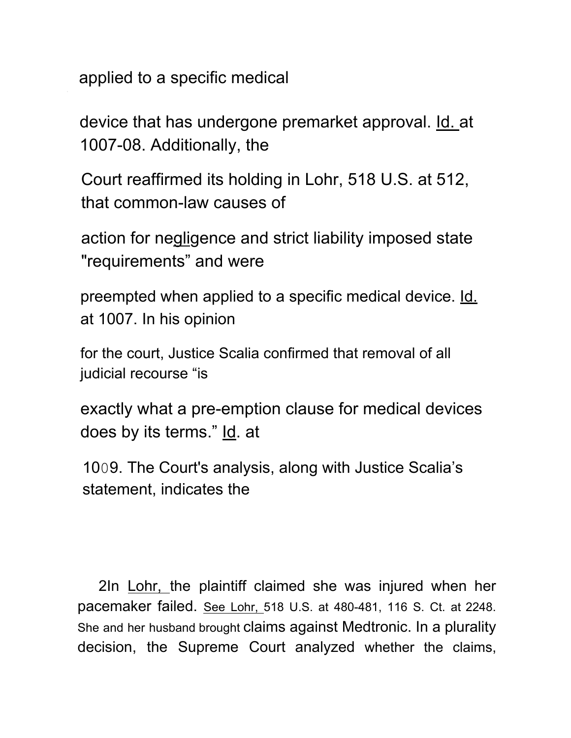applied to a specific medical device that has undergone premarket approval. Id. at 1007-08. Additionally, the Court reaffirmed its holding in Lohr, 518 U.S. at 512, that common-law causes of action for negligence and strict liability imposed state "requirements" and were preempted when applied to a specific medical device. Id. at 1007. In his opinion for the court, Justice Scalia confirmed that removal of all judicial recourse "is exactly what a pre-emption clause for medical devices does by its terms." Id. at 1009. The Court's analysis, along with Justice Scalia's statement, indicates the

[2] In Lohr, the plaintiff claimed she was injured when her pacemaker failed. See Lohr, 518 U.S. at 480-481, 116 S. Ct. at 2248. She and her husband brought claims against Medtronic. In a plurality decision, the Supreme Court analyzed whether the claims,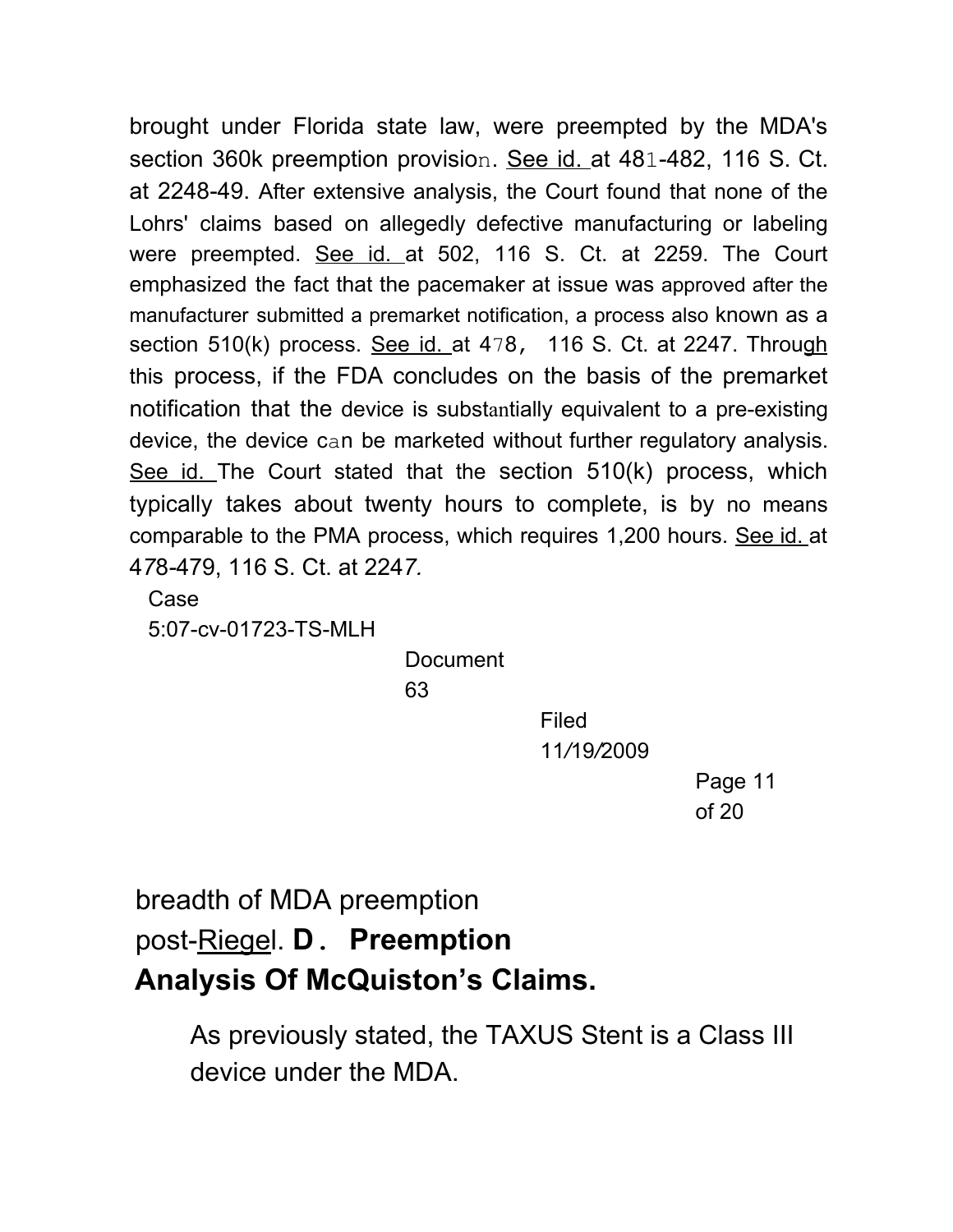brought under Florida state law, were preempted by the MDA's section 360k preemption provision. See id. at 481-482, 116 S. Ct. at 2248-49. After extensive analysis, the Court found that none of the Lohrs' claims based on allegedly defective manufacturing or labeling were preempted. See id. at 502, 116 S. Ct. at 2259. The Court emphasized the fact that the pacemaker at issue was approved after the manufacturer submitted a premarket notification, a process also known as a section 510(k) process. See id. at 478, 116 S. Ct. at 2247. Through this process, if the FDA concludes on the basis of the premarket notification that the device is substantially equivalent to a pre-existing device, the device can be marketed without further regulatory analysis. See id. The Court stated that the section 510(k) process, which typically takes about twenty hours to complete, is by no means comparable to the PMA process, which requires 1,200 hours. See id. at 478-479, 116 S. Ct. at 2247.

breadth of MDA preemption post-Riegel.

**D. Preemption Analysis Of McQuiston's Claims.**

As previously stated, the TAXUS Stent is a Class III device under the MDA.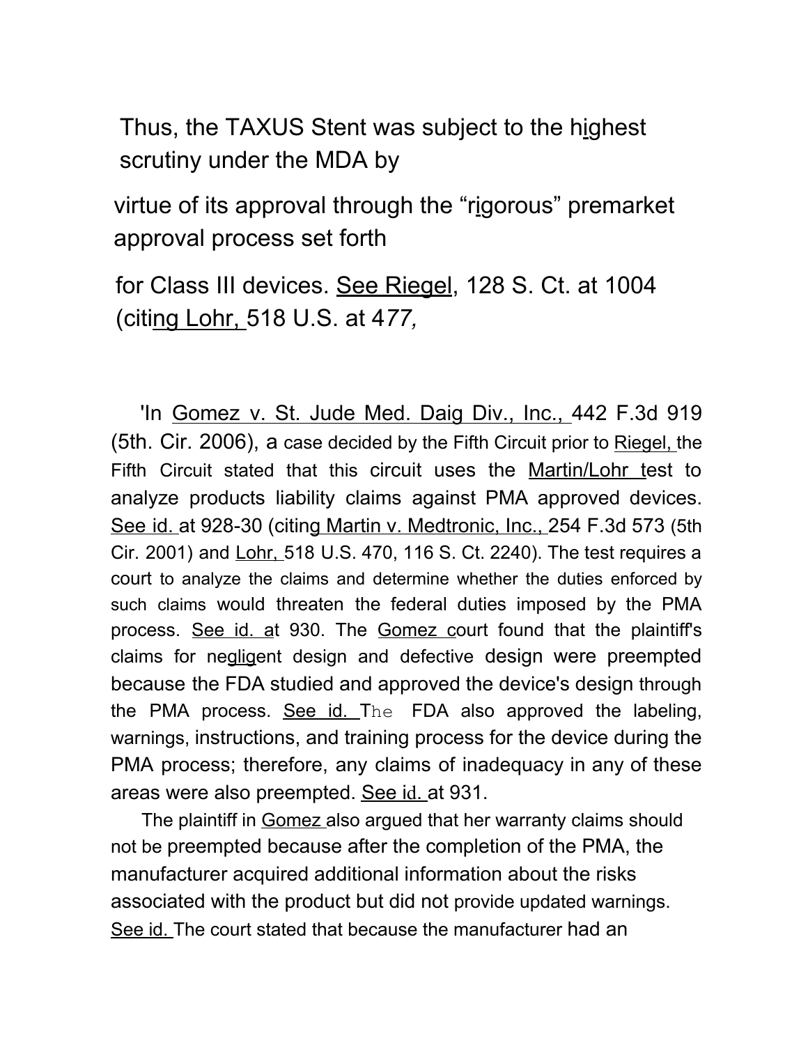Thus, the TAXUS Stent was subject to the highest scrutiny under the MDA by

virtue of its approval through the "rigorous" premarket approval process set forth

for Class III devices. See Riegel, 128 S. Ct. at 1004 (citing Lohr, 518 U.S. at 477,

'In Gomez v. St. Jude Med. Daig Div., Inc., 442 F.3d 919 (5th. Cir. 2006), a case decided by the Fifth Circuit prior to Riegel, the Fifth Circuit stated that this circuit uses the Martin/Lohr test to analyze products liability claims against PMA approved devices. See id. at 928-30 (citing Martin v. Medtronic, Inc., 254 F.3d 573 (5th Cir. 2001) and Lohr, 518 U.S. 470, 116 S. Ct. 2240). The test requires a court to analyze the claims and determine whether the duties enforced by such claims would threaten the federal duties imposed by the PMA process. See id. at 930. The Gomez court found that the plaintiff's claims for negligent design and defective design were preempted because the FDA studied and approved the device's design through the PMA process. See id. The FDA also approved the labeling, warnings, instructions, and training process for the device during the PMA process; therefore, any claims of inadequacy in any of these areas were also preempted. See id. at 931.

The plaintiff in Gomez also argued that her warranty claims should not be preempted because after the completion of the PMA, the manufacturer acquired additional information about the risks associated with the product but did not provide updated warnings. See id. The court stated that because the manufacturer had an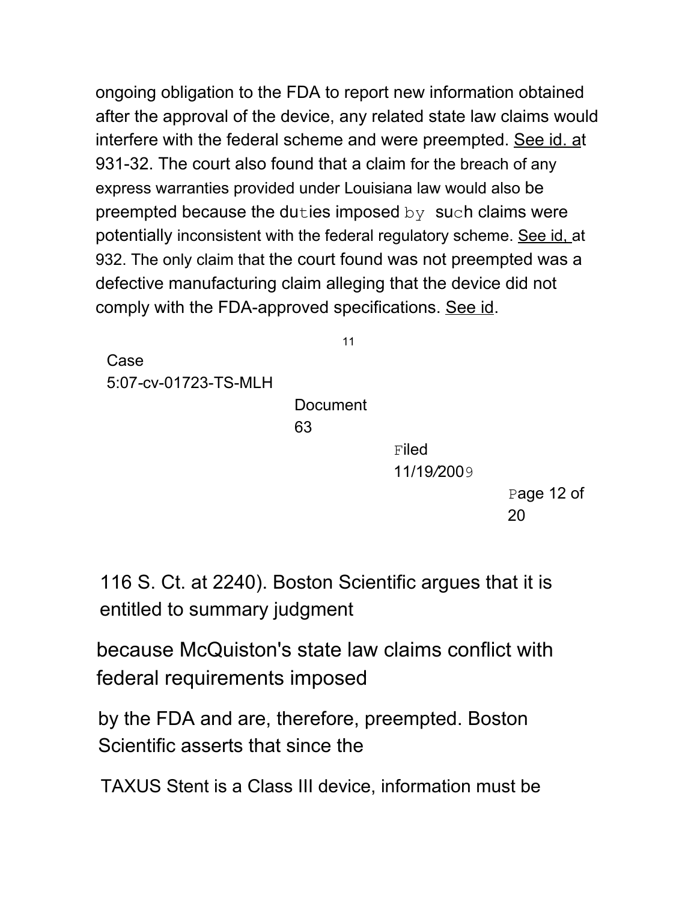ongoing obligation to the FDA to report new information obtained after the approval of the device, any related state law claims would interfere with the federal scheme and were preempted. See id. at 931-32. The court also found that a claim for the breach of any express warranties provided under Louisiana law would also be preempted because the duties imposed by such claims were potentially inconsistent with the federal regulatory scheme. See id. at 932. The only claim that the court found was not preempted was a defective manufacturing claim alleging that the device did not comply with the FDA-approved specifications. See id.

116 S. Ct. at 2240). Boston Scientific argues that it is entitled to summary judgment because McQuiston's state law claims conflict with federal requirements imposed by the FDA and are, therefore, preempted. Boston Scientific asserts that since the TAXUS Stent is a Class III device, information must be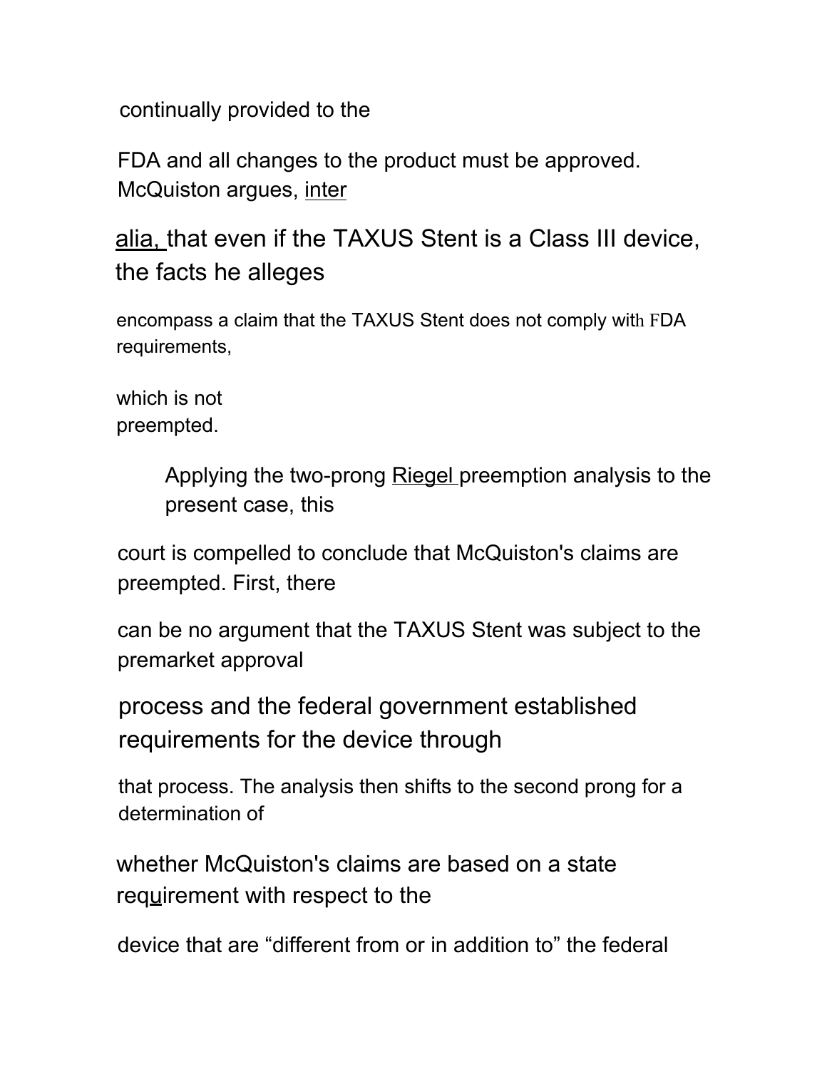continually provided to the FDA and all changes to the product must be approved. McQuiston argues, inter alia, that even if the TAXUS Stent is a Class III device, the facts he alleges encompass a claim that the TAXUS Stent does not comply with FDA requirements, which is not preempted.

Applying the two-prong Riegel preemption analysis to the present case, this court is compelled to conclude that McQuiston's claims are preempted. First, there can be no argument that the TAXUS Stent was subject to the premarket approval process and the federal government established requirements for the device through that process. The analysis then shifts to the second prong for a determination of whether McQuiston's claims are based on a state requirement with respect to the device that are “different from or in addition to” the federal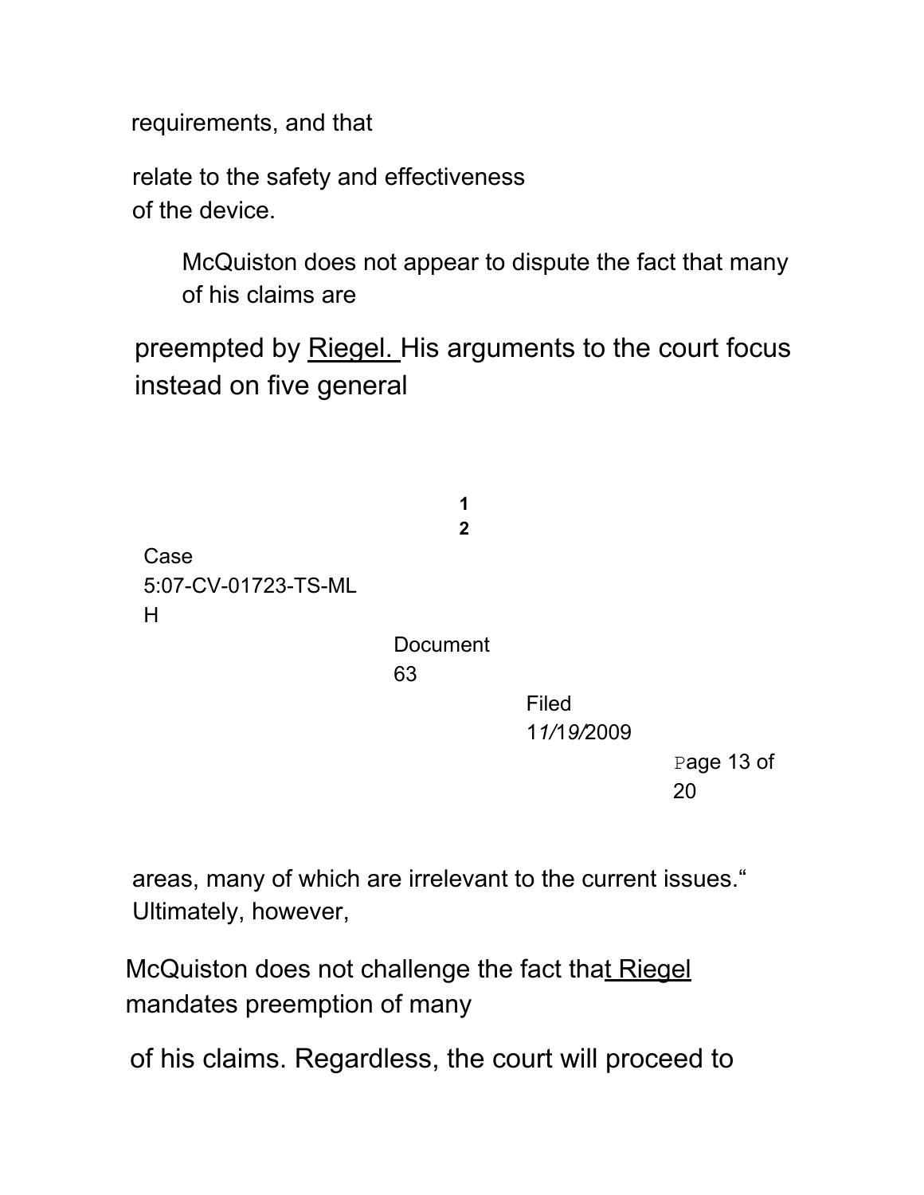requirements, and that relate to the safety and effectiveness of the device.

McQuiston does not appear to dispute the fact that many of his claims are preempted by Riegel. His arguments to the court focus instead on five general areas, many of which are irrelevant to the current issues.[12] Ultimately, however, McQuiston does not challenge the fact that Riegel mandates preemption of many of his claims. Regardless, the court will proceed to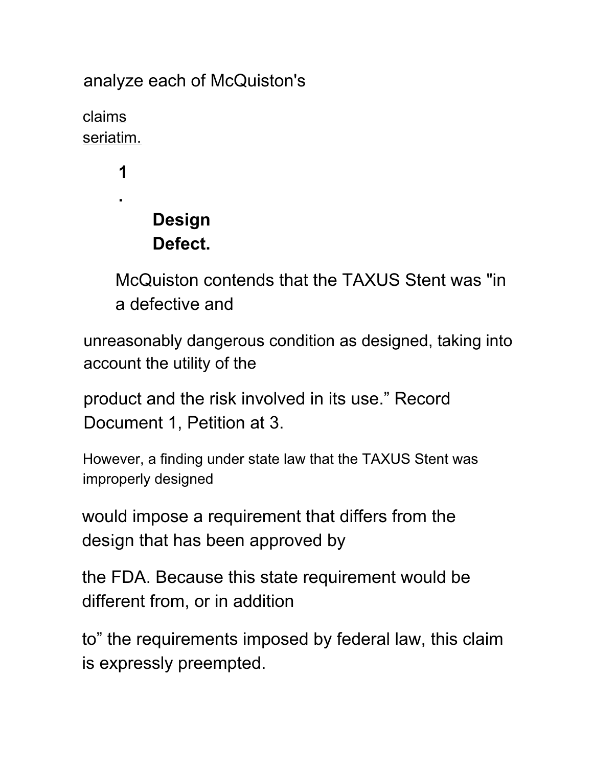analyze each of McQuiston's claims seriatim.

**1. Design Defect.**

McQuiston contends that the TAXUS Stent was "in a defective and unreasonably dangerous condition as designed, taking into account the utility of the product and the risk involved in its use." Record Document 1, Petition at 3.

However, a finding under state law that the TAXUS Stent was improperly designed would impose a requirement that differs from the design that has been approved by the FDA. Because this state requirement would be different from, or in addition to" the requirements imposed by federal law, this claim is expressly preempted.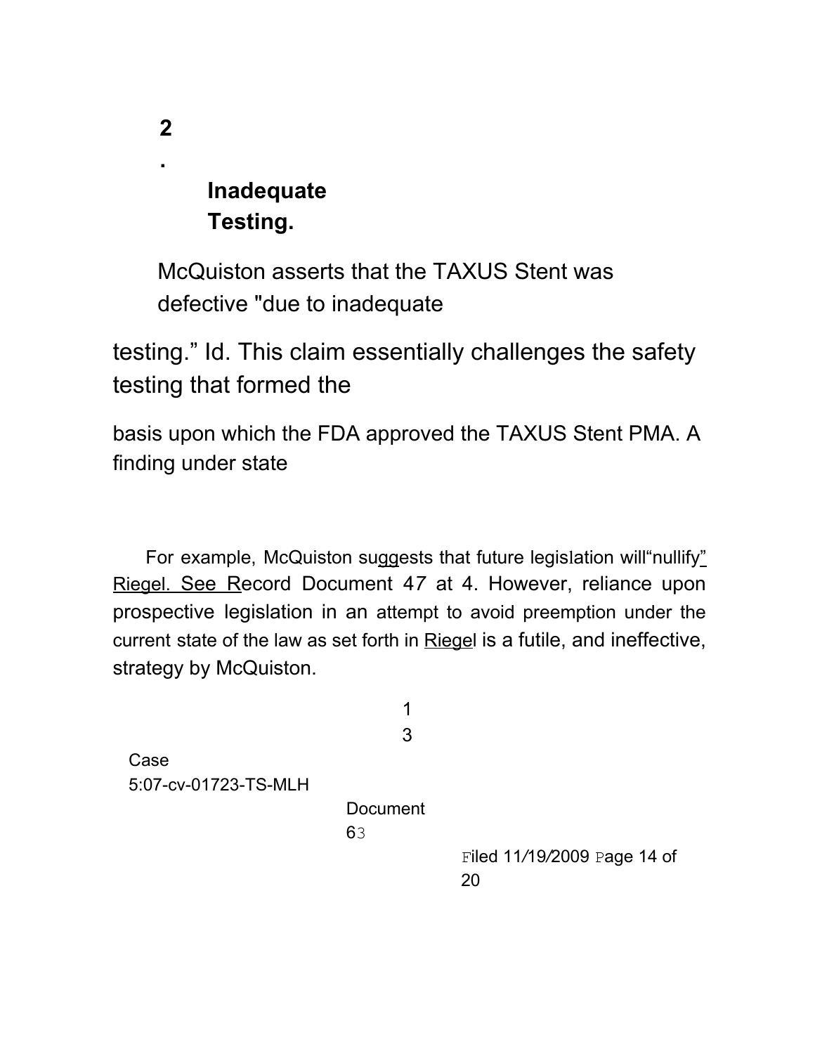**2. Inadequate Testing.**

McQuiston asserts that the TAXUS Stent was defective "due to inadequate testing." Id. This claim essentially challenges the safety testing that formed the basis upon which the FDA approved the TAXUS Stent PMA. A finding under state

For example, McQuiston suggests that future legislation will "nullify" Riegel. See Record Document 47 at 4. However, reliance upon prospective legislation in an attempt to avoid preemption under the current state of the law as set forth in Riegel is a futile, and ineffective, strategy by McQuiston.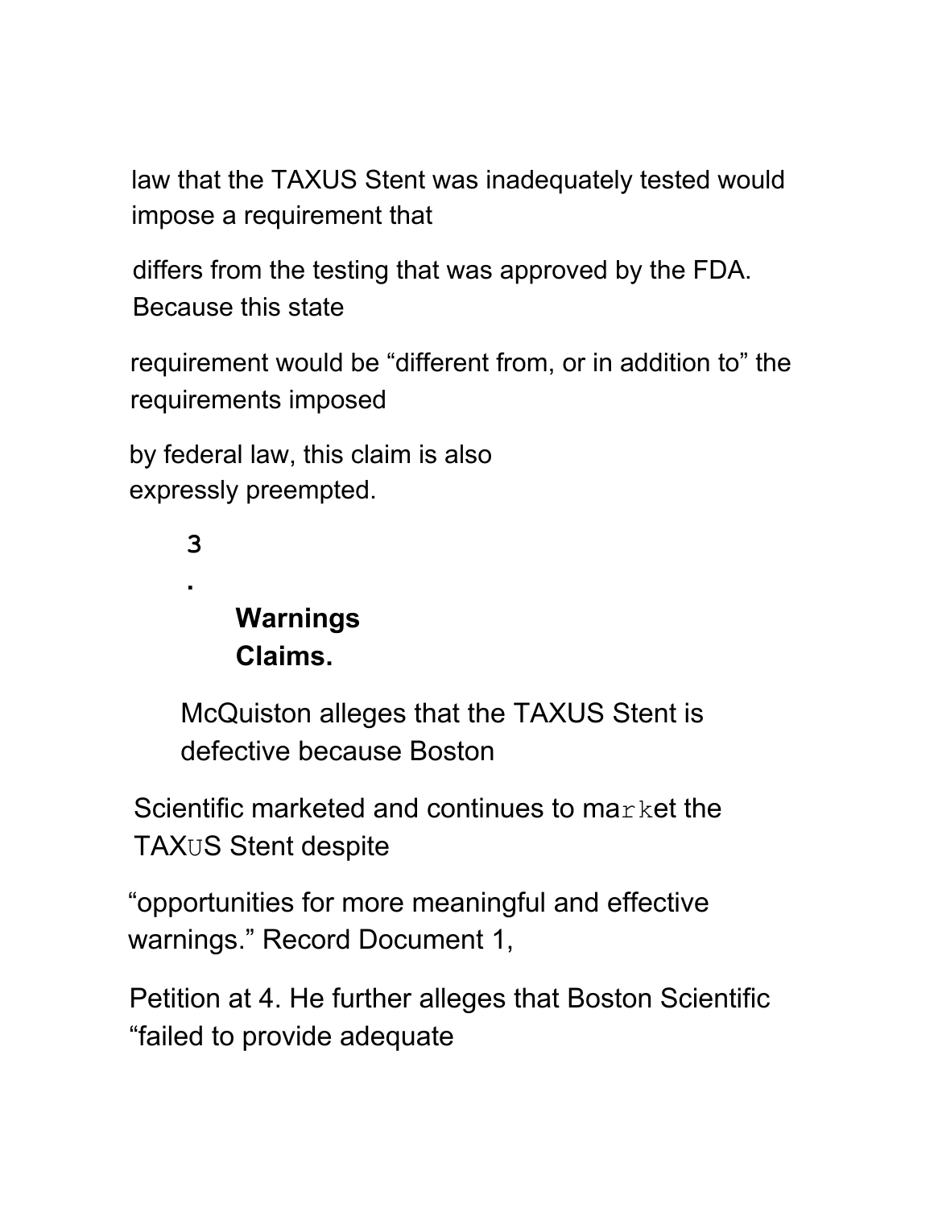law that the TAXUS Stent was inadequately tested would impose a requirement that differs from the testing that was approved by the FDA. Because this state requirement would be "different from, or in addition to" the requirements imposed by federal law, this claim is also expressly preempted.

### 3. Warnings Claims.

McQuiston alleges that the TAXUS Stent is defective because Boston Scientific marketed and continues to market the TAXUS Stent despite "opportunities for more meaningful and effective warnings." Record Document 1, Petition at 4. He further alleges that Boston Scientific "failed to provide adequate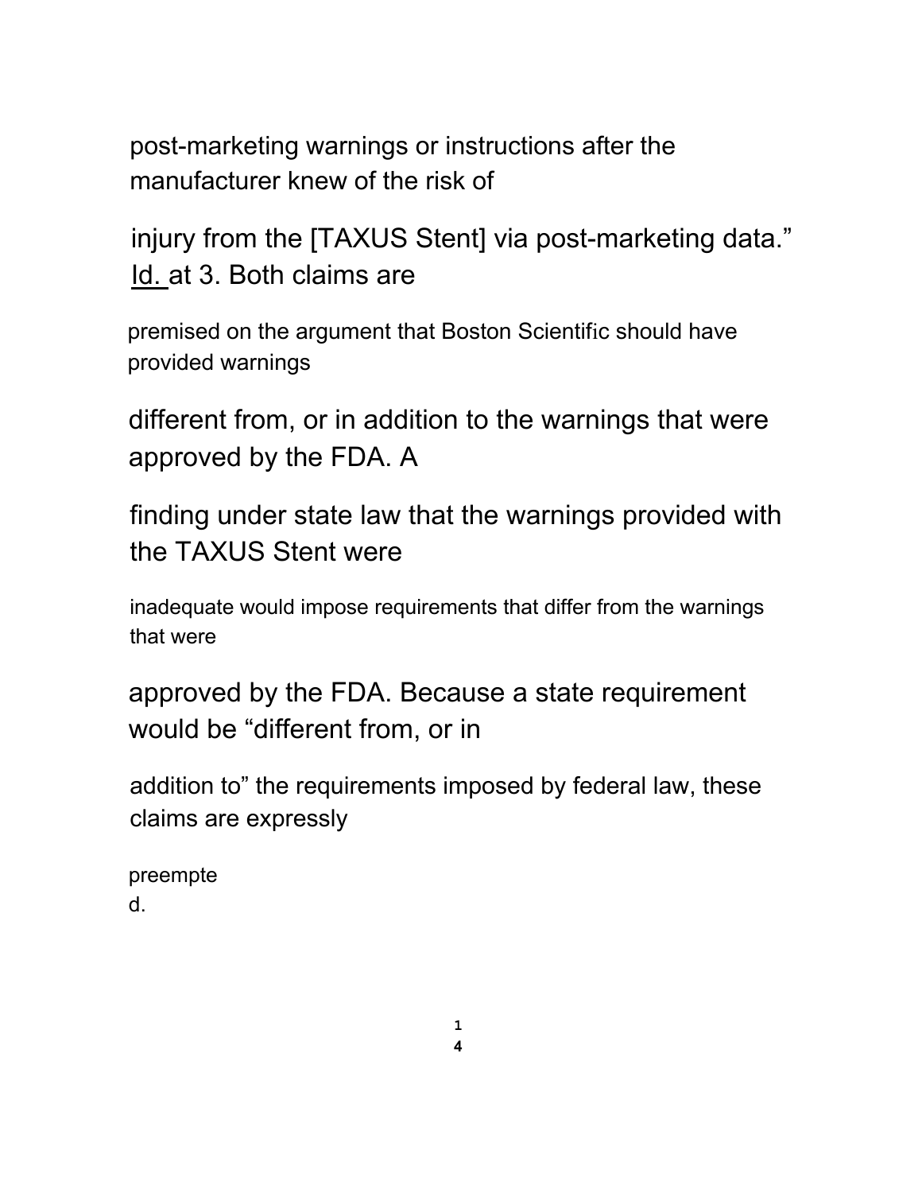post-marketing warnings or instructions after the manufacturer knew of the risk of injury from the [TAXUS Stent] via post-marketing data." Id. at 3. Both claims are premised on the argument that Boston Scientific should have provided warnings different from, or in addition to the warnings that were approved by the FDA. A finding under state law that the warnings provided with the TAXUS Stent were inadequate would impose requirements that differ from the warnings that were approved by the FDA. Because a state requirement would be "different from, or in addition to" the requirements imposed by federal law, these claims are expressly preempted.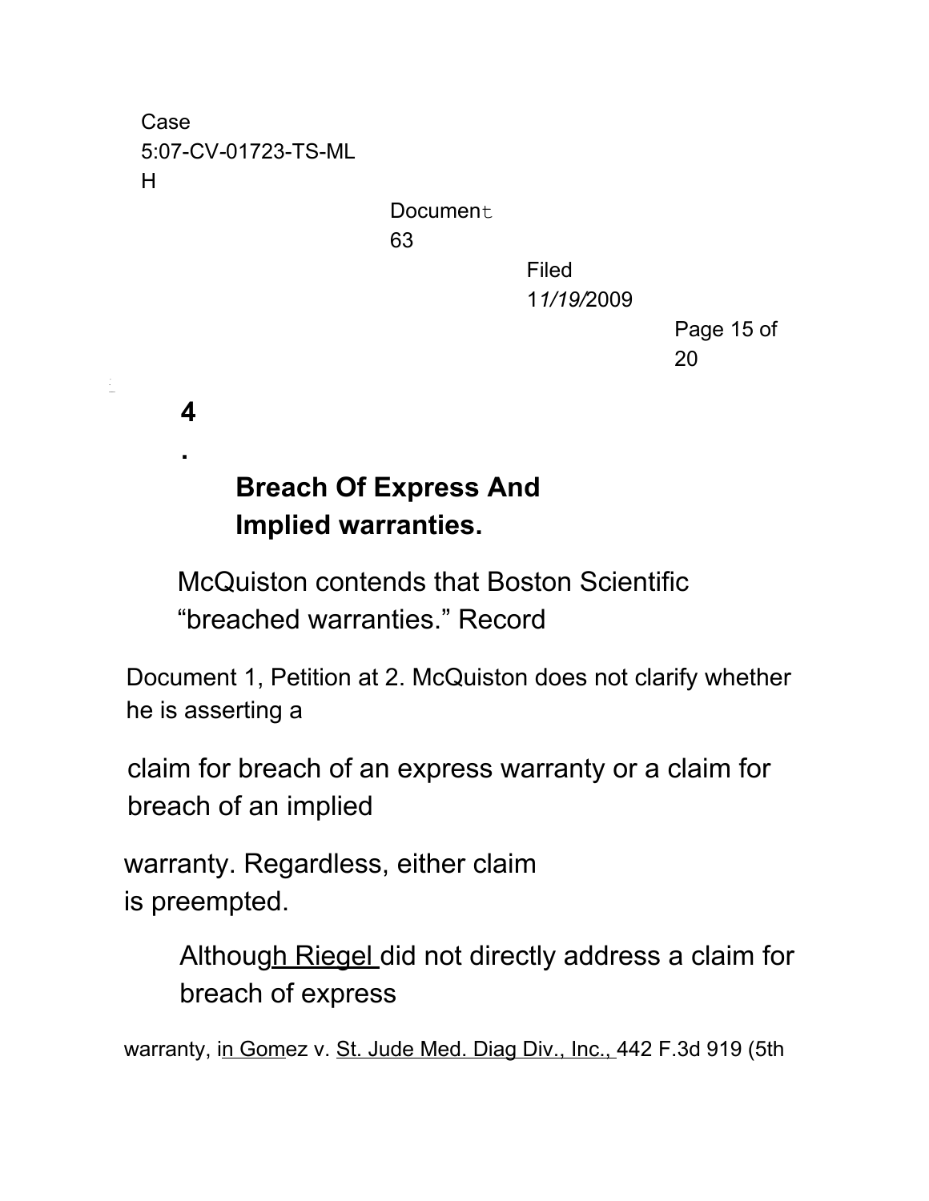#### 4. Breach Of Express And Implied warranties.

McQuiston contends that Boston Scientific "breached warranties." Record Document 1, Petition at 2. McQuiston does not clarify whether he is asserting a claim for breach of an express warranty or a claim for breach of an implied warranty. Regardless, either claim is preempted.

Although Riegel did not directly address a claim for breach of express warranty, in Gomez v. St. Jude Med. Diag Div., Inc., 442 F.3d 919 (5th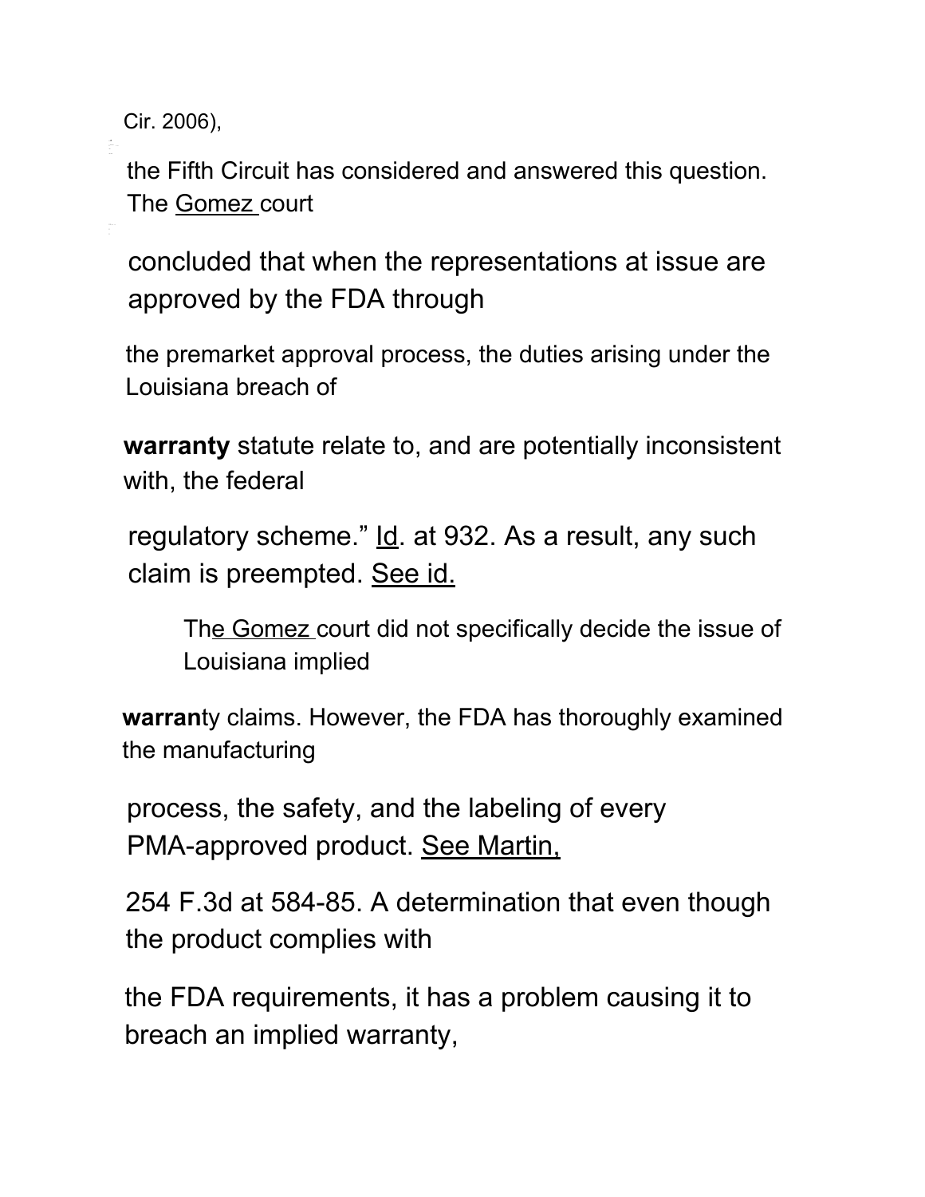Cir. 2006), the Fifth Circuit has considered and answered this question. The Gomez court concluded that when the representations at issue are approved by the FDA through the premarket approval process, the duties arising under the Louisiana breach of **warranty** statute relate to, and are potentially inconsistent with, the federal regulatory scheme." Id. at 932. As a result, any such claim is preempted. See id.

The Gomez court did not specifically decide the issue of Louisiana implied **warran**ty claims. However, the FDA has thoroughly examined the manufacturing process, the safety, and the labeling of every PMA-approved product. See Martin, 254 F.3d at 584-85. A determination that even though the product complies with the FDA requirements, it has a problem causing it to breach an implied warranty,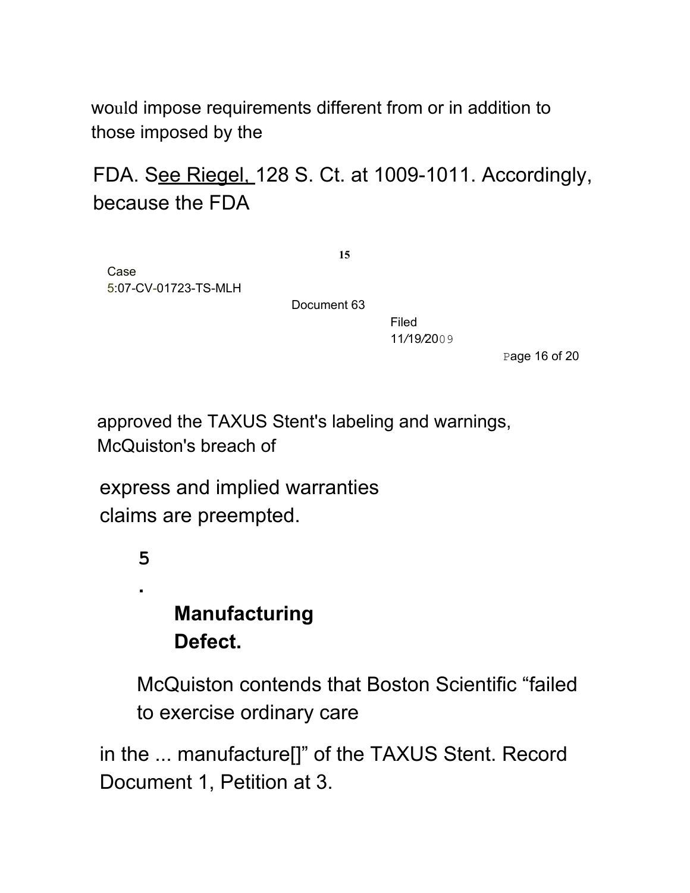would impose requirements different from or in addition to those imposed by the FDA. See Riegel, 128 S. Ct. at 1009-1011. Accordingly, because the FDA approved the TAXUS Stent's labeling and warnings, McQuiston's breach of express and implied warranties claims are preempted.

### 5. Manufacturing Defect.

McQuiston contends that Boston Scientific "failed to exercise ordinary care in the ... manufacture[]" of the TAXUS Stent. Record Document 1, Petition at 3.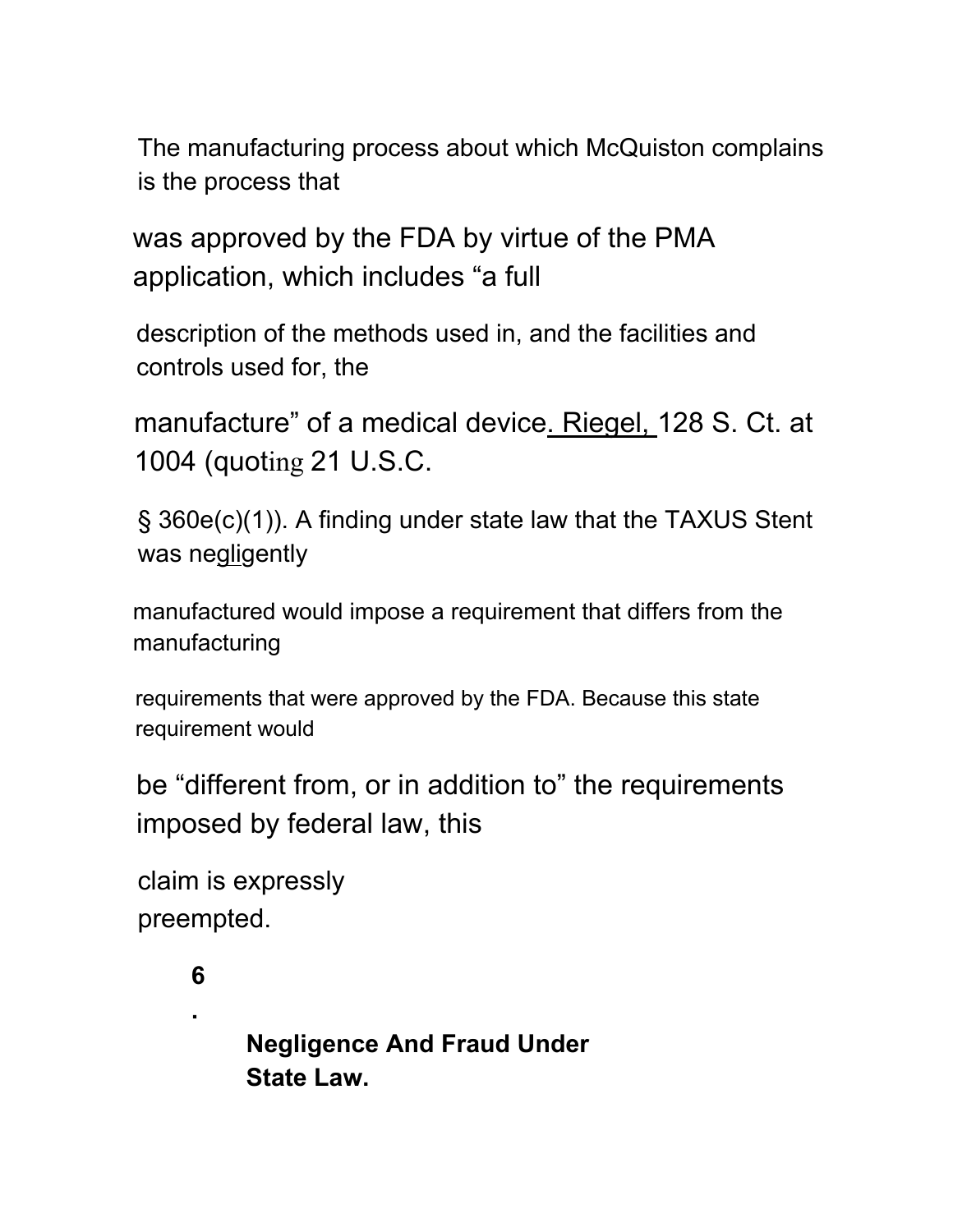The manufacturing process about which McQuiston complains is the process that was approved by the FDA by virtue of the PMA application, which includes "a full description of the methods used in, and the facilities and controls used for, the manufacture" of a medical device. Riegel, 128 S. Ct. at 1004 (quoting 21 U.S.C. § 360e(c)(1)). A finding under state law that the TAXUS Stent was negligently manufactured would impose a requirement that differs from the manufacturing requirements that were approved by the FDA. Because this state requirement would be "different from, or in addition to" the requirements imposed by federal law, this claim is expressly preempted.

**6. Negligence And Fraud Under State Law.**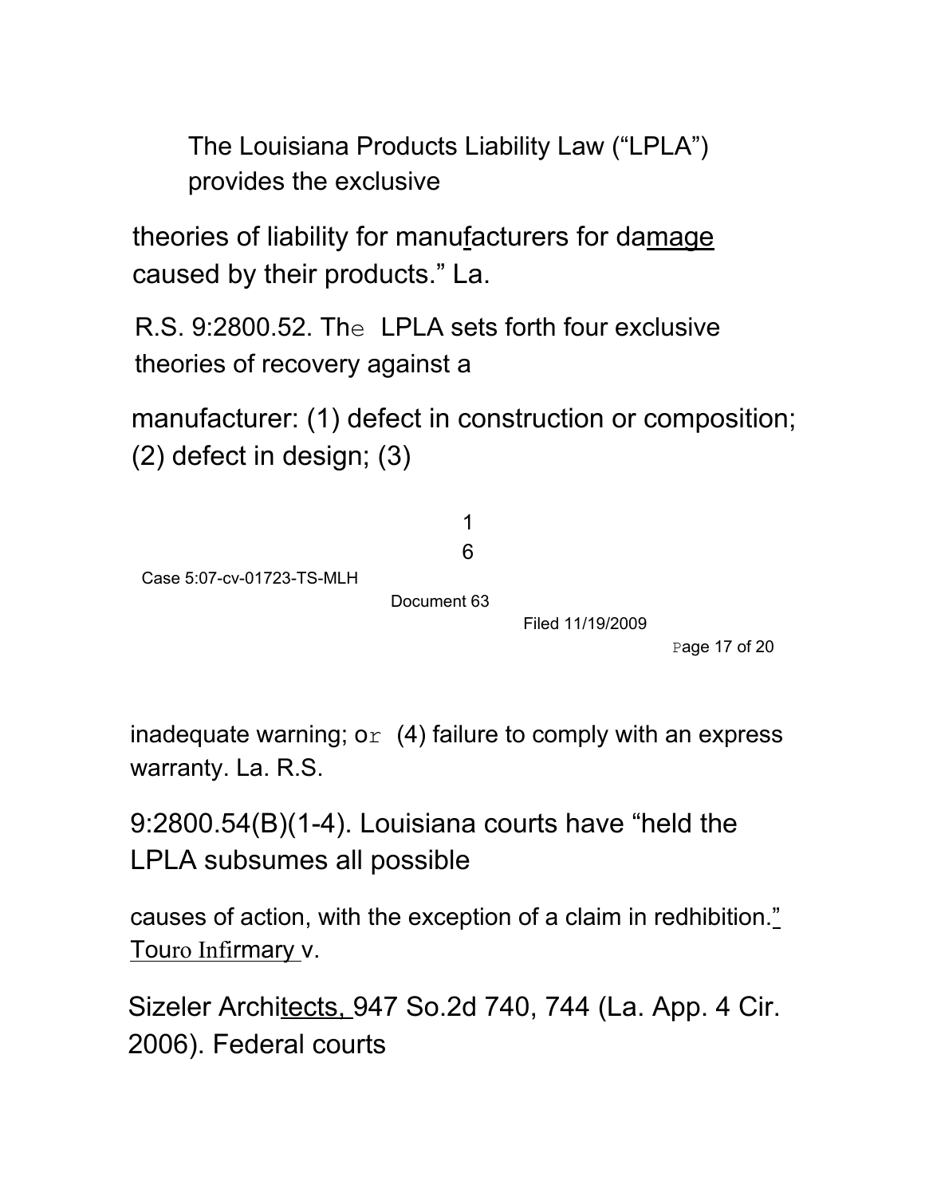The Louisiana Products Liability Law ("LPLA") provides the exclusive theories of liability for manufacturers for damage caused by their products." La. R.S. 9:2800.52. The LPLA sets forth four exclusive theories of recovery against a manufacturer: (1) defect in construction or composition; (2) defect in design; (3) inadequate warning; or (4) failure to comply with an express warranty. La. R.S. 9:2800.54(B)(1-4). Louisiana courts have "held the LPLA subsumes all possible causes of action, with the exception of a claim in redhibition." Touro Infirmary v. Sizeler Architects, 947 So.2d 740, 744 (La. App. 4 Cir. 2006). Federal courts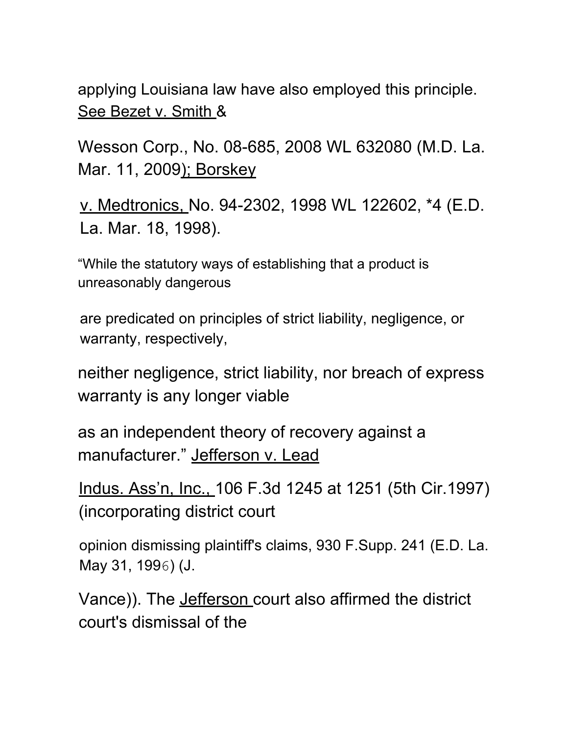applying Louisiana law have also employed this principle. See Bezet v. Smith & Wesson Corp., No. 08-685, 2008 WL 632080 (M.D. La. Mar. 11, 2009); Borskey v. Medtronics, No. 94-2302, 1998 WL 122602, *4 (E.D. La. Mar. 18, 1998).

"While the statutory ways of establishing that a product is unreasonably dangerous are predicated on principles of strict liability, negligence, or warranty, respectively, neither negligence, strict liability, nor breach of express warranty is any longer viable as an independent theory of recovery against a manufacturer." Jefferson v. Lead Indus. Ass'n, Inc., 106 F.3d 1245 at 1251 (5th Cir.1997) (incorporating district court opinion dismissing plaintiff's claims, 930 F.Supp. 241 (E.D. La. May 31, 1996) (J. Vance)). The Jefferson court also affirmed the district court's dismissal of the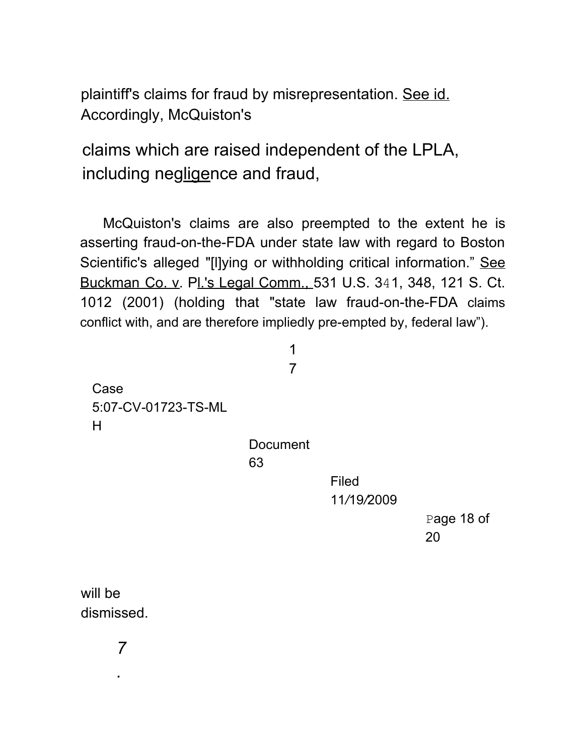plaintiff's claims for fraud by misrepresentation. See id. Accordingly, McQuiston's

claims which are raised independent of the LPLA, including negligence and fraud,

McQuiston's claims are also preempted to the extent he is asserting fraud-on-the-FDA under state law with regard to Boston Scientific's alleged "[l]ying or withholding critical information." See Buckman Co. v. Pl.'s Legal Comm., 531 U.S. 341, 348, 121 S. Ct. 1012 (2001) (holding that "state law fraud-on-the-FDA claims conflict with, and are therefore impliedly pre-empted by, federal law").

will be dismissed.

7.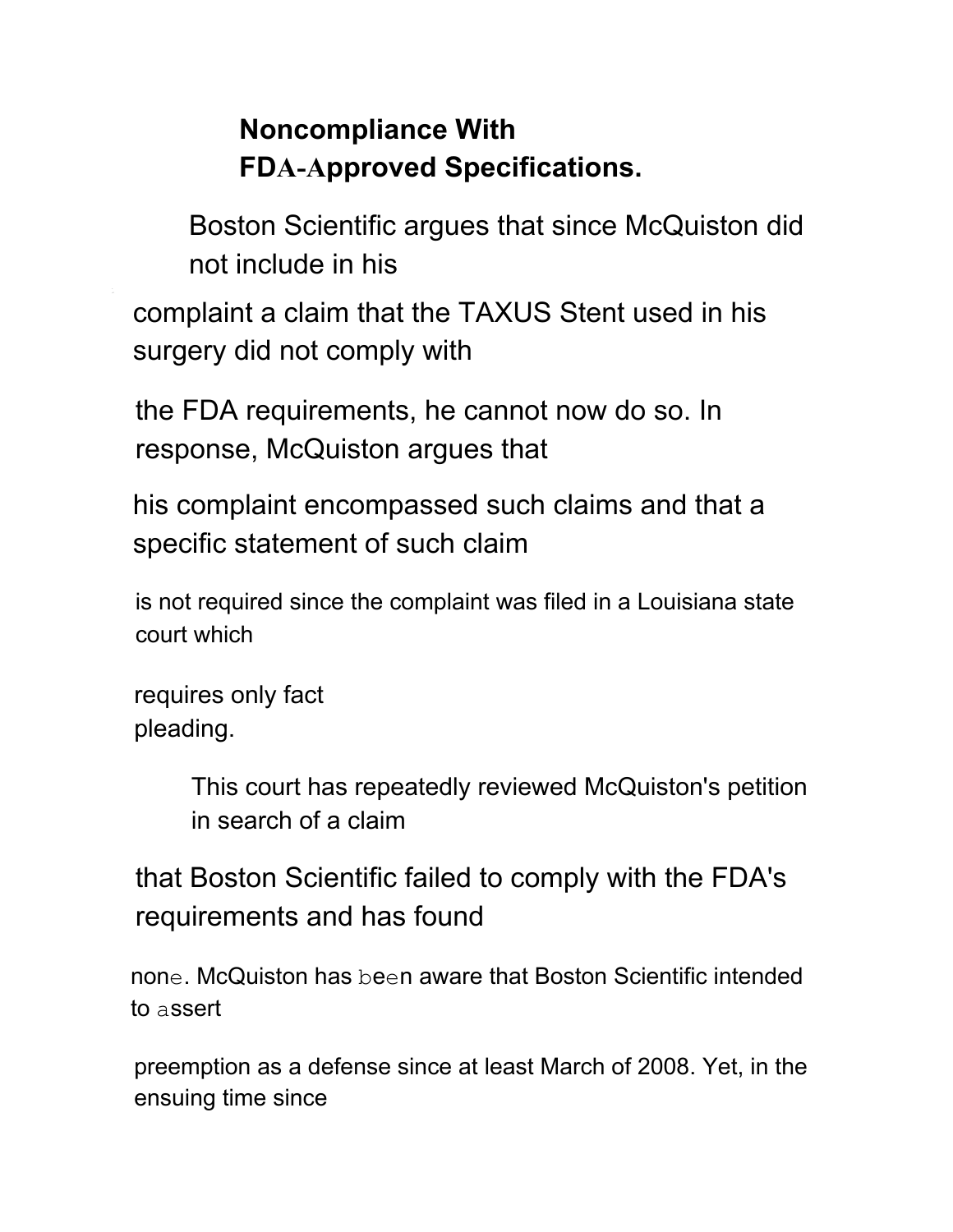### Noncompliance With FDA-Approved Specifications.

Boston Scientific argues that since McQuiston did not include in his complaint a claim that the TAXUS Stent used in his surgery did not comply with the FDA requirements, he cannot now do so. In response, McQuiston argues that his complaint encompassed such claims and that a specific statement of such claim is not required since the complaint was filed in a Louisiana state court which requires only fact pleading.

This court has repeatedly reviewed McQuiston's petition in search of a claim that Boston Scientific failed to comply with the FDA's requirements and has found none. McQuiston has been aware that Boston Scientific intended to assert preemption as a defense since at least March of 2008. Yet, in the ensuing time since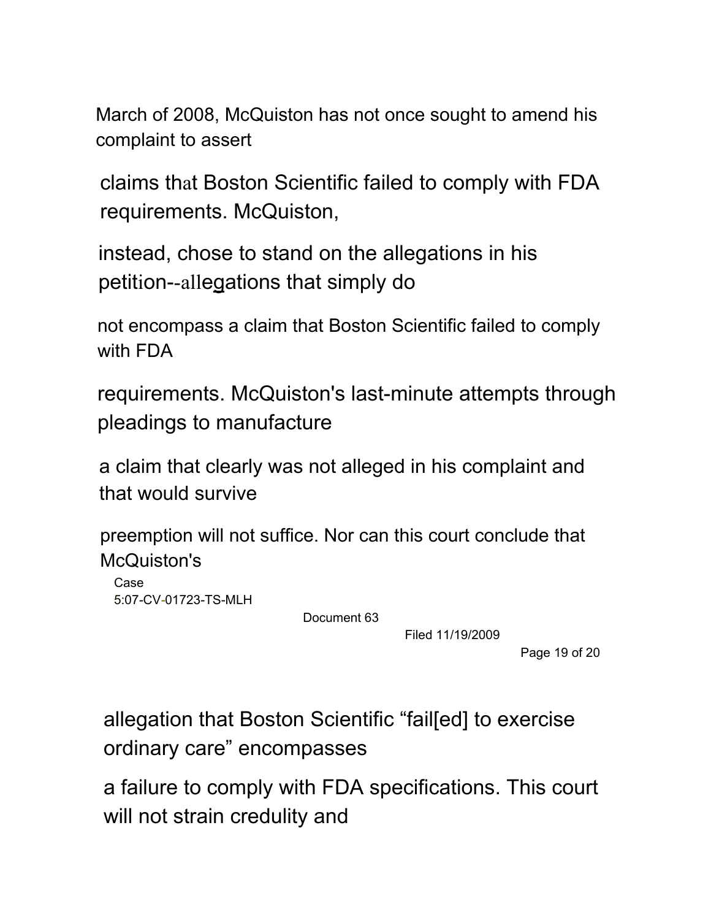March of 2008, McQuiston has not once sought to amend his complaint to assert claims that Boston Scientific failed to comply with FDA requirements. McQuiston, instead, chose to stand on the allegations in his petition--allegations that simply do not encompass a claim that Boston Scientific failed to comply with FDA requirements. McQuiston's last-minute attempts through pleadings to manufacture a claim that clearly was not alleged in his complaint and that would survive preemption will not suffice. Nor can this court conclude that McQuiston's allegation that Boston Scientific "fail[ed] to exercise ordinary care" encompasses a failure to comply with FDA specifications. This court will not strain credulity and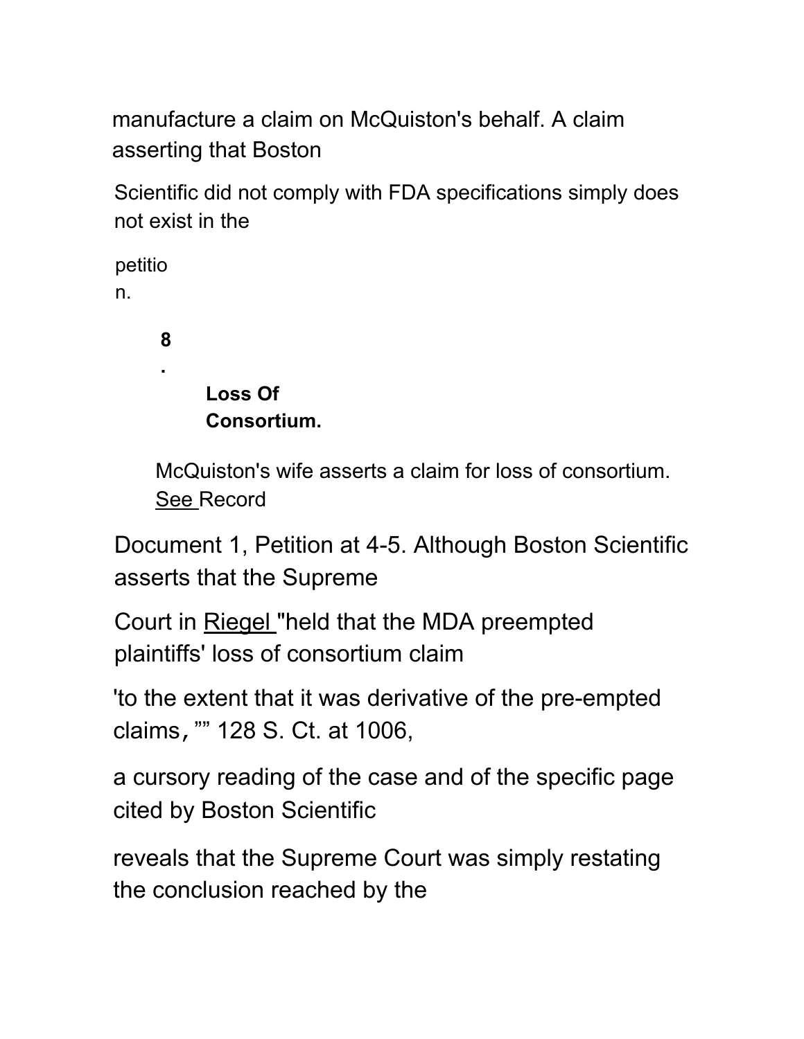manufacture a claim on McQuiston's behalf. A claim asserting that Boston Scientific did not comply with FDA specifications simply does not exist in the petition.

**8. Loss Of Consortium.**

McQuiston's wife asserts a claim for loss of consortium. See Record Document 1, Petition at 4-5. Although Boston Scientific asserts that the Supreme Court in Riegel "held that the MDA preempted plaintiffs' loss of consortium claim 'to the extent that it was derivative of the pre-empted claims,'" 128 S. Ct. at 1006, a cursory reading of the case and of the specific page cited by Boston Scientific reveals that the Supreme Court was simply restating the conclusion reached by the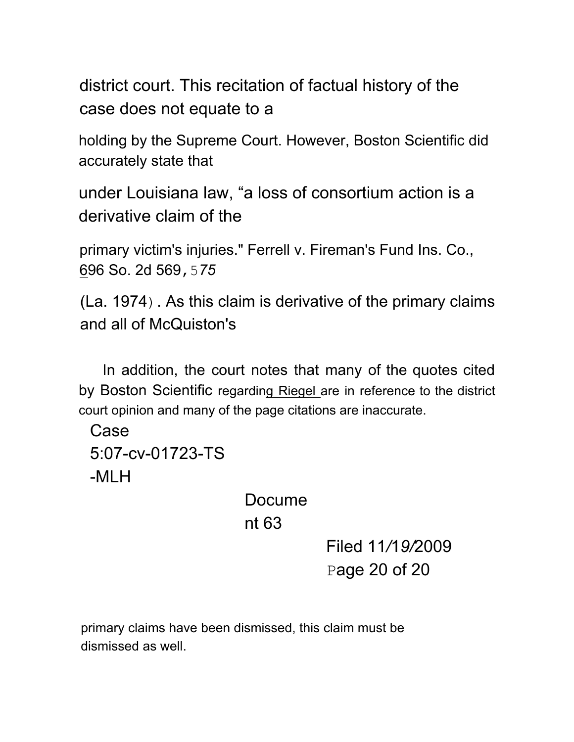district court. This recitation of factual history of the case does not equate to a holding by the Supreme Court. However, Boston Scientific did accurately state that under Louisiana law, "a loss of consortium action is a derivative claim of the primary victim's injuries." Ferrell v. Fireman's Fund Ins. Co., 696 So. 2d 569, 575 (La. 1974). As this claim is derivative of the primary claims and all of McQuiston's primary claims have been dismissed, this claim must be dismissed as well.

In addition, the court notes that many of the quotes cited by Boston Scientific regarding Riegel are in reference to the district court opinion and many of the page citations are inaccurate.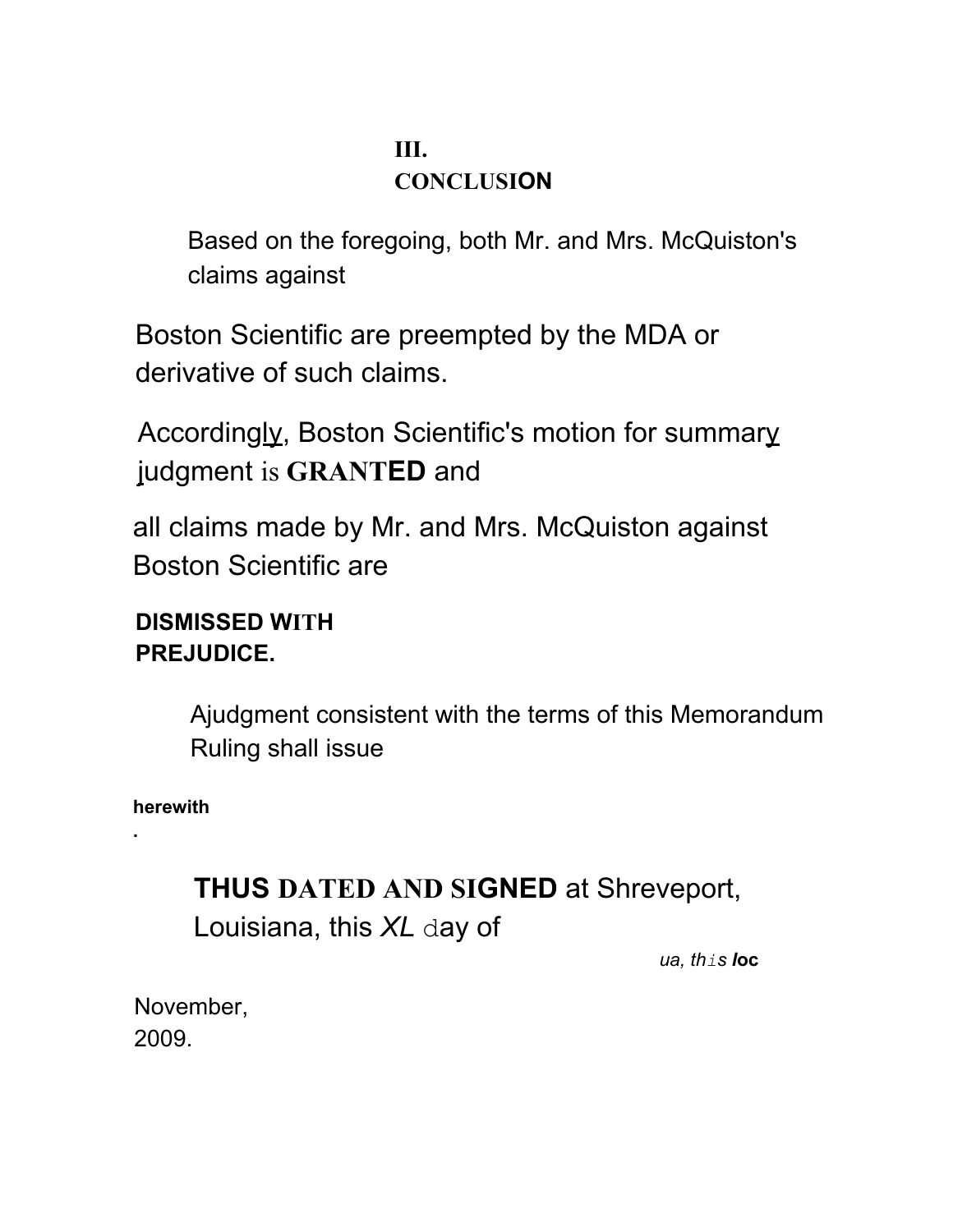## III. CONCLUSION

Based on the foregoing, both Mr. and Mrs. McQuiston's claims against Boston Scientific are preempted by the MDA or derivative of such claims.

Accordingly, Boston Scientific's motion for summary judgment is **GRANTED** and all claims made by Mr. and Mrs. McQuiston against Boston Scientific are **DISMISSED WITH PREJUDICE.**

Ajudgment consistent with the terms of this Memorandum Ruling shall issue herewith.

**THUS DATED AND SIGNED** at Shreveport, Louisiana, this *XL* day of

*ua, this* **loc**

November, 2009.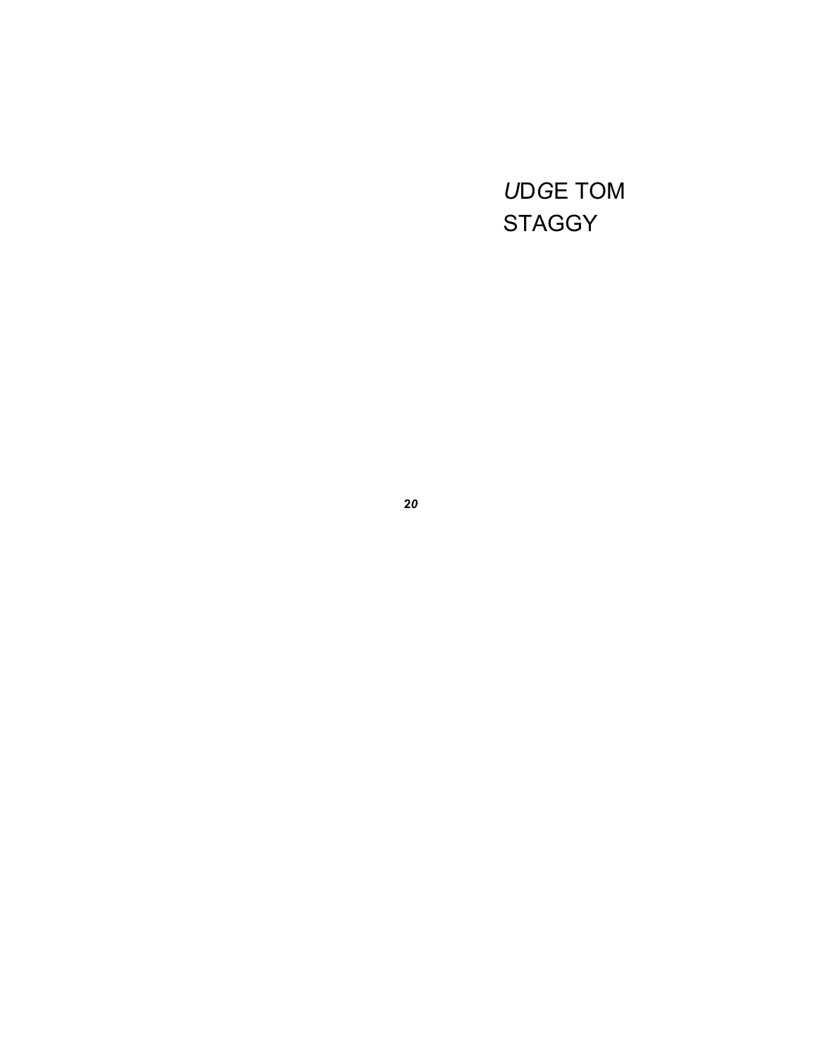*U*DG*E* TOM
STAGGY